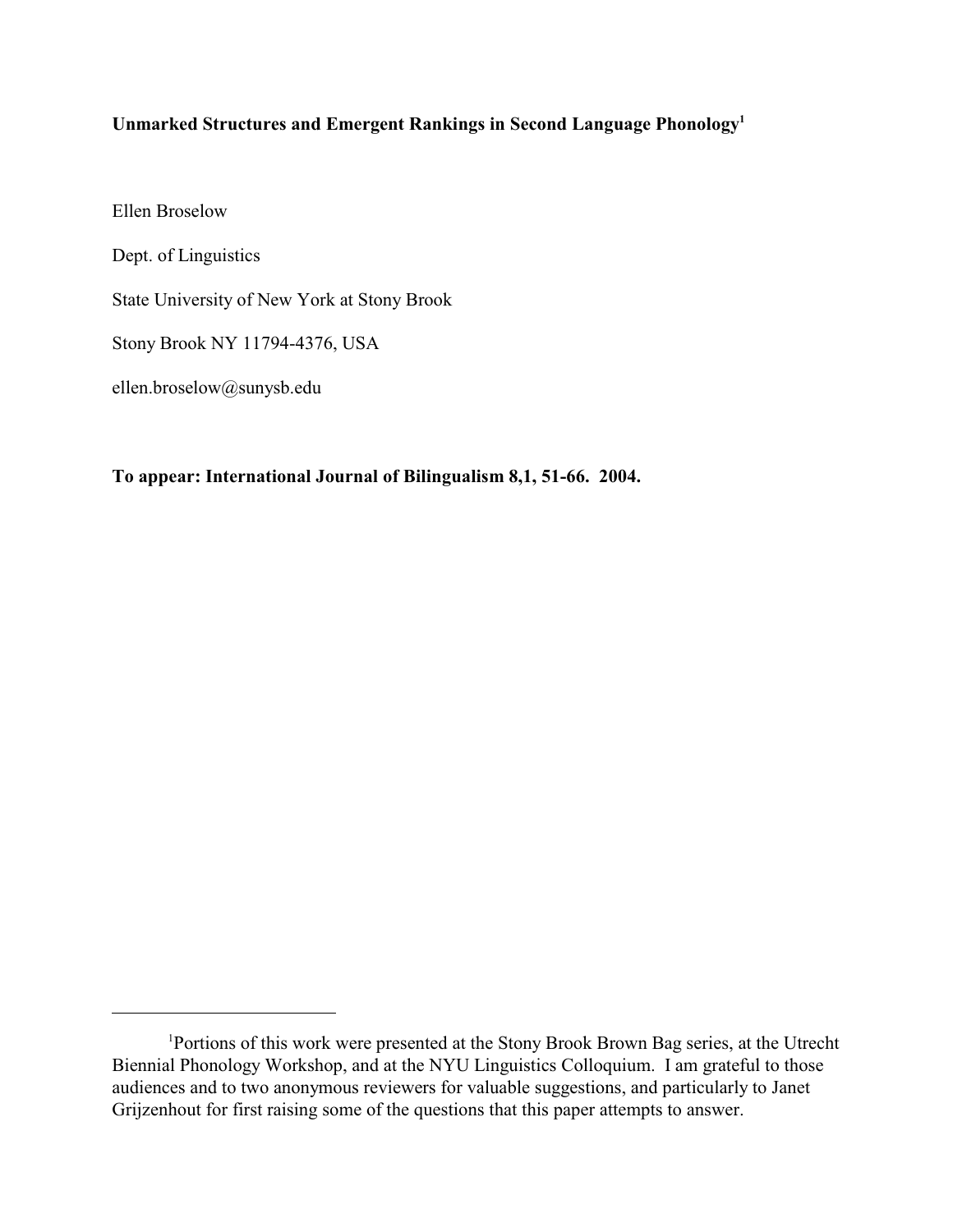**Unmarked Structures and Emergent Rankings in Second Language Phonology**[1]

Ellen Broselow

Dept. of Linguistics

State University of New York at Stony Brook

Stony Brook NY 11794-4376, USA

ellen.broselow@sunysb.edu

**To appear: International Journal of Bilingualism 8,1, 51-66. 2004.**

---

[1]Portions of this work were presented at the Stony Brook Brown Bag series, at the Utrecht Biennial Phonology Workshop, and at the NYU Linguistics Colloquium. I am grateful to those audiences and to two anonymous reviewers for valuable suggestions, and particularly to Janet Grijzenhout for first raising some of the questions that this paper attempts to answer.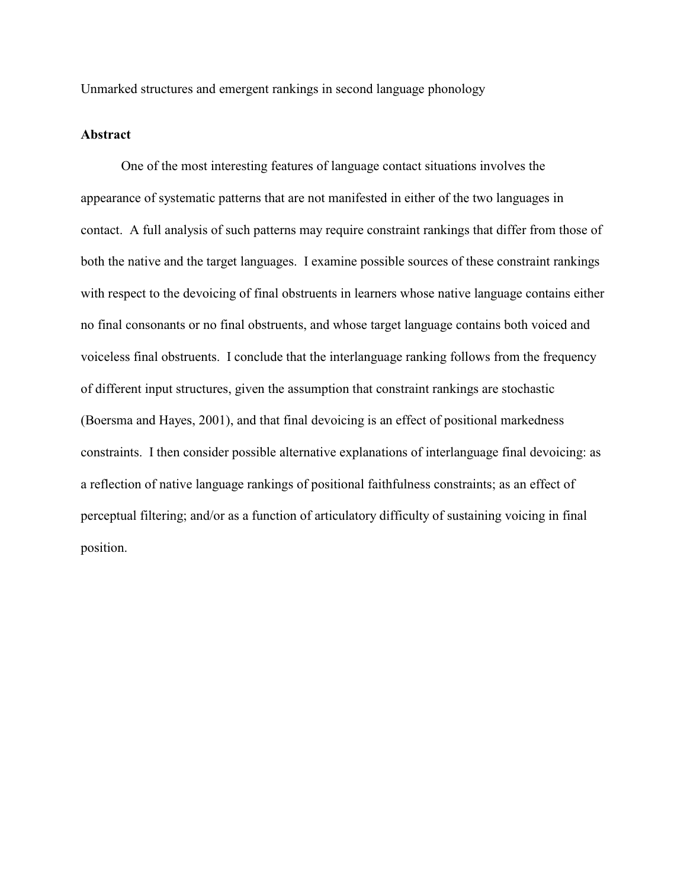Unmarked structures and emergent rankings in second language phonology

**Abstract**

One of the most interesting features of language contact situations involves the appearance of systematic patterns that are not manifested in either of the two languages in contact. A full analysis of such patterns may require constraint rankings that differ from those of both the native and the target languages. I examine possible sources of these constraint rankings with respect to the devoicing of final obstruents in learners whose native language contains either no final consonants or no final obstruents, and whose target language contains both voiced and voiceless final obstruents. I conclude that the interlanguage ranking follows from the frequency of different input structures, given the assumption that constraint rankings are stochastic (Boersma and Hayes, 2001), and that final devoicing is an effect of positional markedness constraints. I then consider possible alternative explanations of interlanguage final devoicing: as a reflection of native language rankings of positional faithfulness constraints; as an effect of perceptual filtering; and/or as a function of articulatory difficulty of sustaining voicing in final position.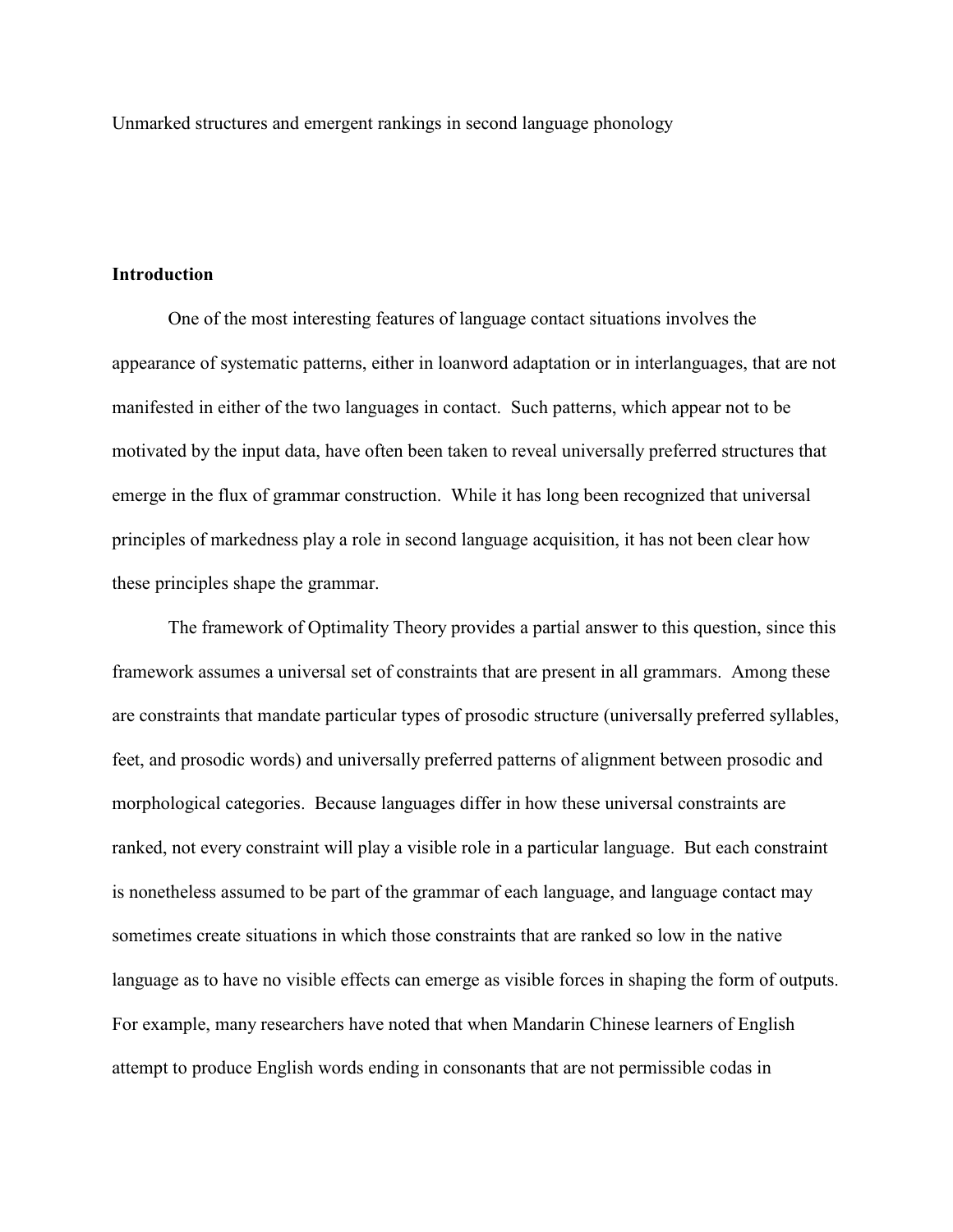Unmarked structures and emergent rankings in second language phonology

**Introduction**

One of the most interesting features of language contact situations involves the appearance of systematic patterns, either in loanword adaptation or in interlanguages, that are not manifested in either of the two languages in contact. Such patterns, which appear not to be motivated by the input data, have often been taken to reveal universally preferred structures that emerge in the flux of grammar construction. While it has long been recognized that universal principles of markedness play a role in second language acquisition, it has not been clear how these principles shape the grammar.

The framework of Optimality Theory provides a partial answer to this question, since this framework assumes a universal set of constraints that are present in all grammars. Among these are constraints that mandate particular types of prosodic structure (universally preferred syllables, feet, and prosodic words) and universally preferred patterns of alignment between prosodic and morphological categories. Because languages differ in how these universal constraints are ranked, not every constraint will play a visible role in a particular language. But each constraint is nonetheless assumed to be part of the grammar of each language, and language contact may sometimes create situations in which those constraints that are ranked so low in the native language as to have no visible effects can emerge as visible forces in shaping the form of outputs. For example, many researchers have noted that when Mandarin Chinese learners of English attempt to produce English words ending in consonants that are not permissible codas in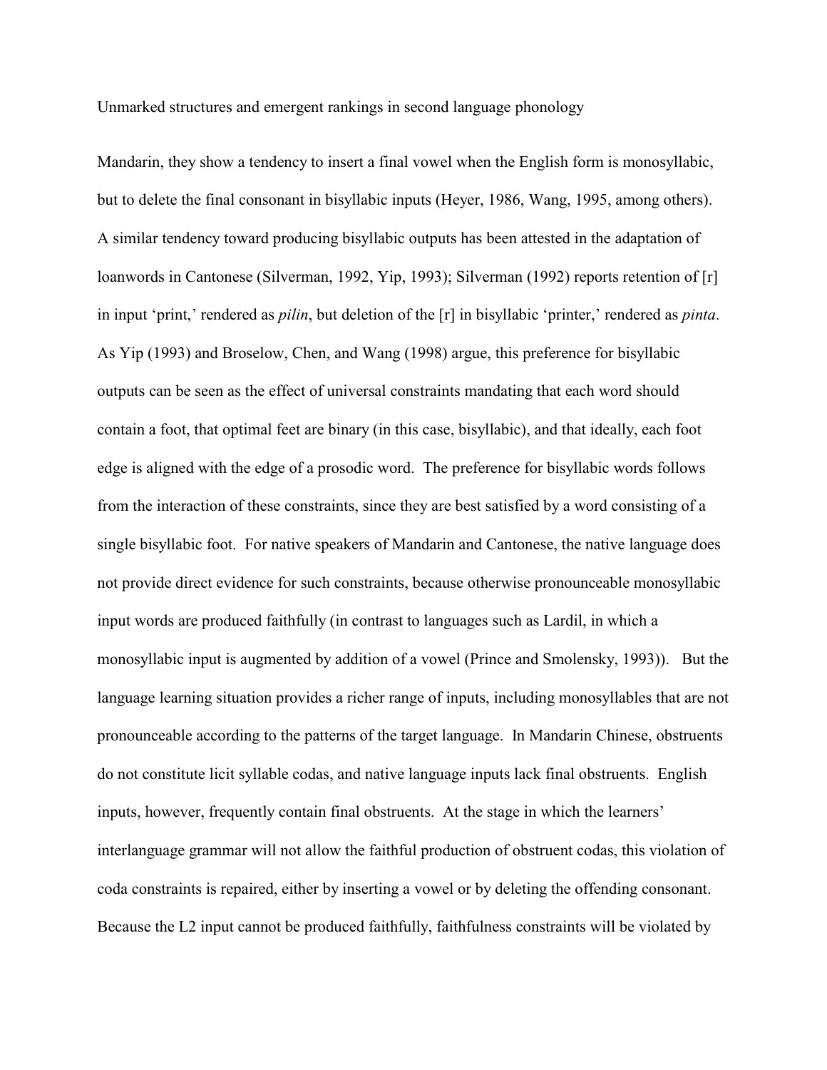Mandarin, they show a tendency to insert a final vowel when the English form is monosyllabic, but to delete the final consonant in bisyllabic inputs (Heyer, 1986, Wang, 1995, among others). A similar tendency toward producing bisyllabic outputs has been attested in the adaptation of loanwords in Cantonese (Silverman, 1992, Yip, 1993); Silverman (1992) reports retention of [r] in input 'print,' rendered as *pilin*, but deletion of the [r] in bisyllabic 'printer,' rendered as *pinta*. As Yip (1993) and Broselow, Chen, and Wang (1998) argue, this preference for bisyllabic outputs can be seen as the effect of universal constraints mandating that each word should contain a foot, that optimal feet are binary (in this case, bisyllabic), and that ideally, each foot edge is aligned with the edge of a prosodic word. The preference for bisyllabic words follows from the interaction of these constraints, since they are best satisfied by a word consisting of a single bisyllabic foot. For native speakers of Mandarin and Cantonese, the native language does not provide direct evidence for such constraints, because otherwise pronounceable monosyllabic input words are produced faithfully (in contrast to languages such as Lardil, in which a monosyllabic input is augmented by addition of a vowel (Prince and Smolensky, 1993)). But the language learning situation provides a richer range of inputs, including monosyllables that are not pronounceable according to the patterns of the target language. In Mandarin Chinese, obstruents do not constitute licit syllable codas, and native language inputs lack final obstruents. English inputs, however, frequently contain final obstruents. At the stage in which the learners' interlanguage grammar will not allow the faithful production of obstruent codas, this violation of coda constraints is repaired, either by inserting a vowel or by deleting the offending consonant. Because the L2 input cannot be produced faithfully, faithfulness constraints will be violated by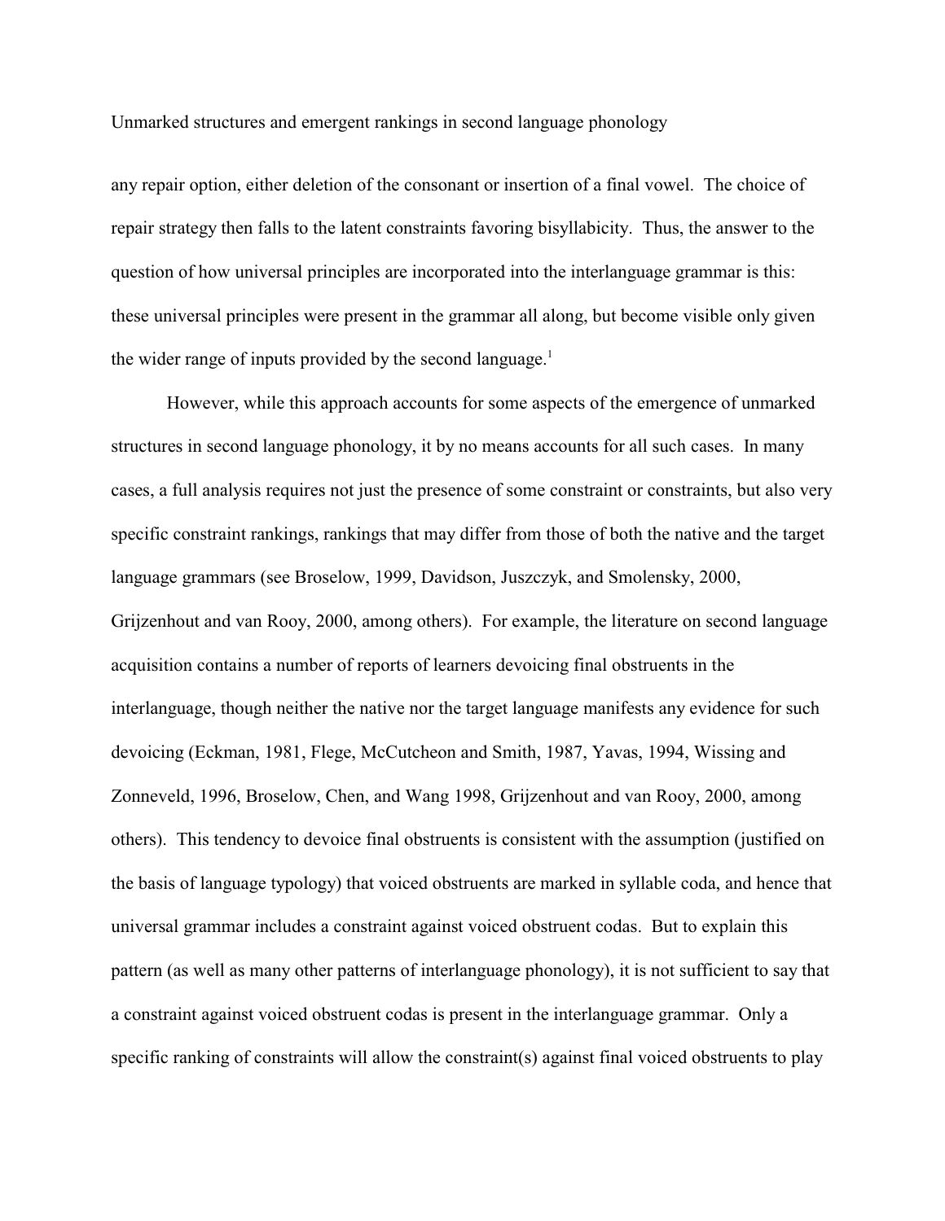any repair option, either deletion of the consonant or insertion of a final vowel. The choice of repair strategy then falls to the latent constraints favoring bisyllabicity. Thus, the answer to the question of how universal principles are incorporated into the interlanguage grammar is this: these universal principles were present in the grammar all along, but become visible only given the wider range of inputs provided by the second language.[1]

However, while this approach accounts for some aspects of the emergence of unmarked structures in second language phonology, it by no means accounts for all such cases. In many cases, a full analysis requires not just the presence of some constraint or constraints, but also very specific constraint rankings, rankings that may differ from those of both the native and the target language grammars (see Broselow, 1999, Davidson, Juszczyk, and Smolensky, 2000, Grijzenhout and van Rooy, 2000, among others). For example, the literature on second language acquisition contains a number of reports of learners devoicing final obstruents in the interlanguage, though neither the native nor the target language manifests any evidence for such devoicing (Eckman, 1981, Flege, McCutcheon and Smith, 1987, Yavas, 1994, Wissing and Zonneveld, 1996, Broselow, Chen, and Wang 1998, Grijzenhout and van Rooy, 2000, among others). This tendency to devoice final obstruents is consistent with the assumption (justified on the basis of language typology) that voiced obstruents are marked in syllable coda, and hence that universal grammar includes a constraint against voiced obstruent codas. But to explain this pattern (as well as many other patterns of interlanguage phonology), it is not sufficient to say that a constraint against voiced obstruent codas is present in the interlanguage grammar. Only a specific ranking of constraints will allow the constraint(s) against final voiced obstruents to play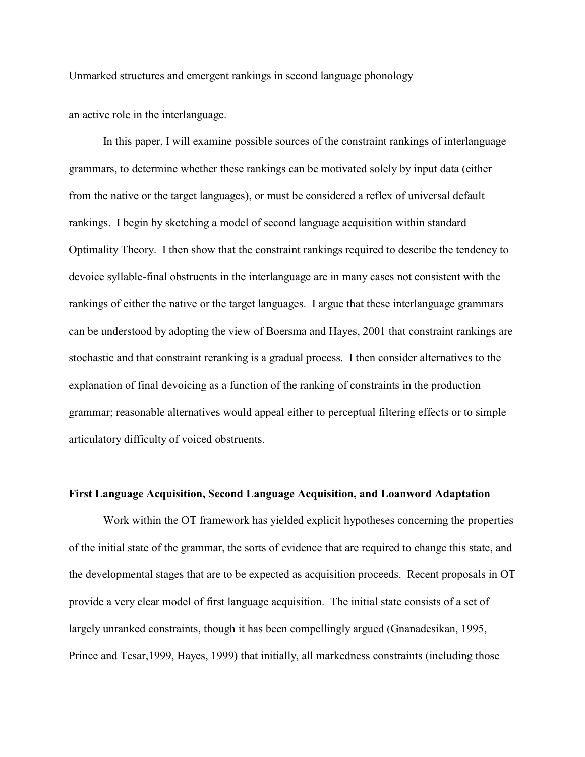an active role in the interlanguage.

In this paper, I will examine possible sources of the constraint rankings of interlanguage grammars, to determine whether these rankings can be motivated solely by input data (either from the native or the target languages), or must be considered a reflex of universal default rankings. I begin by sketching a model of second language acquisition within standard Optimality Theory. I then show that the constraint rankings required to describe the tendency to devoice syllable-final obstruents in the interlanguage are in many cases not consistent with the rankings of either the native or the target languages. I argue that these interlanguage grammars can be understood by adopting the view of Boersma and Hayes, 2001 that constraint rankings are stochastic and that constraint reranking is a gradual process. I then consider alternatives to the explanation of final devoicing as a function of the ranking of constraints in the production grammar; reasonable alternatives would appeal either to perceptual filtering effects or to simple articulatory difficulty of voiced obstruents.

## First Language Acquisition, Second Language Acquisition, and Loanword Adaptation

Work within the OT framework has yielded explicit hypotheses concerning the properties of the initial state of the grammar, the sorts of evidence that are required to change this state, and the developmental stages that are to be expected as acquisition proceeds. Recent proposals in OT provide a very clear model of first language acquisition. The initial state consists of a set of largely unranked constraints, though it has been compellingly argued (Gnanadesikan, 1995, Prince and Tesar,1999, Hayes, 1999) that initially, all markedness constraints (including those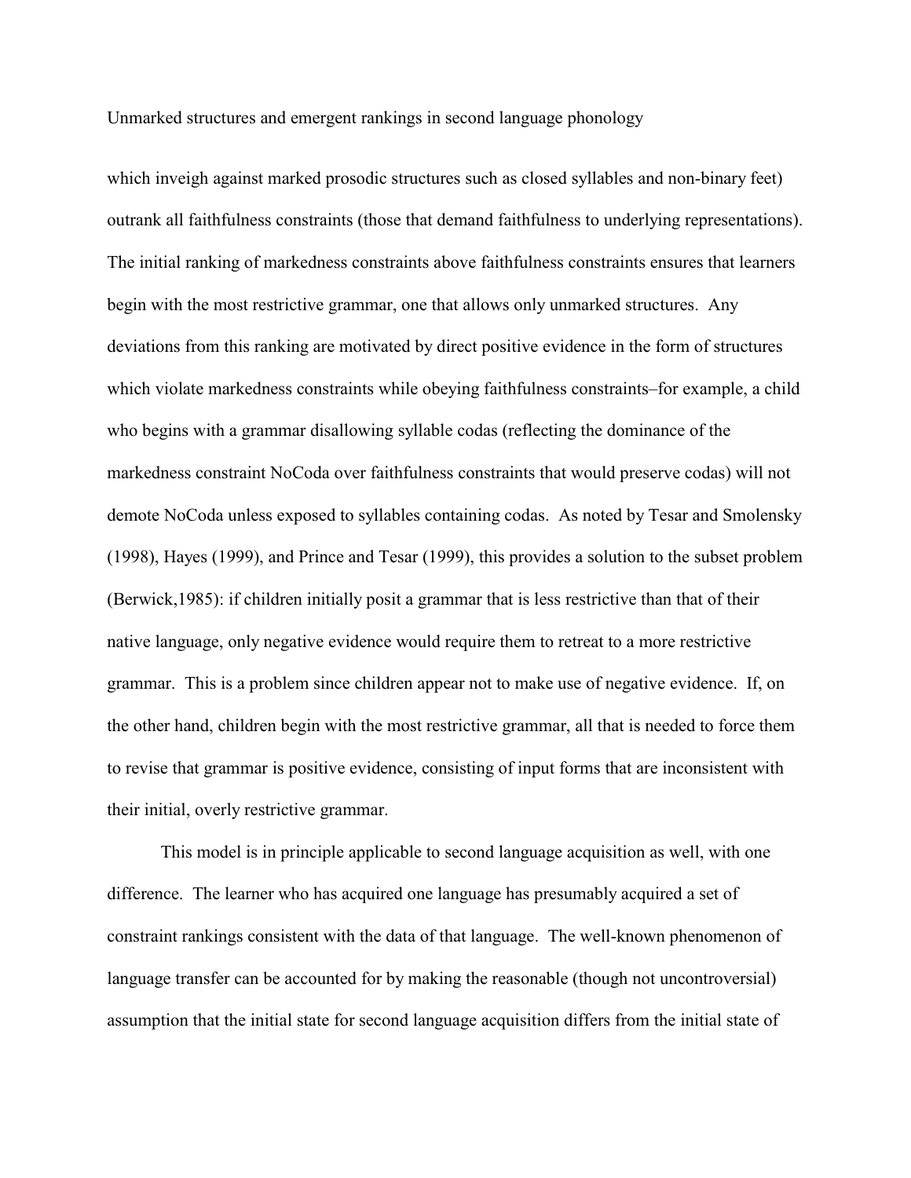which inveigh against marked prosodic structures such as closed syllables and non-binary feet) outrank all faithfulness constraints (those that demand faithfulness to underlying representations). The initial ranking of markedness constraints above faithfulness constraints ensures that learners begin with the most restrictive grammar, one that allows only unmarked structures. Any deviations from this ranking are motivated by direct positive evidence in the form of structures which violate markedness constraints while obeying faithfulness constraints–for example, a child who begins with a grammar disallowing syllable codas (reflecting the dominance of the markedness constraint NoCoda over faithfulness constraints that would preserve codas) will not demote NoCoda unless exposed to syllables containing codas. As noted by Tesar and Smolensky (1998), Hayes (1999), and Prince and Tesar (1999), this provides a solution to the subset problem (Berwick,1985): if children initially posit a grammar that is less restrictive than that of their native language, only negative evidence would require them to retreat to a more restrictive grammar. This is a problem since children appear not to make use of negative evidence. If, on the other hand, children begin with the most restrictive grammar, all that is needed to force them to revise that grammar is positive evidence, consisting of input forms that are inconsistent with their initial, overly restrictive grammar.

This model is in principle applicable to second language acquisition as well, with one difference. The learner who has acquired one language has presumably acquired a set of constraint rankings consistent with the data of that language. The well-known phenomenon of language transfer can be accounted for by making the reasonable (though not uncontroversial) assumption that the initial state for second language acquisition differs from the initial state of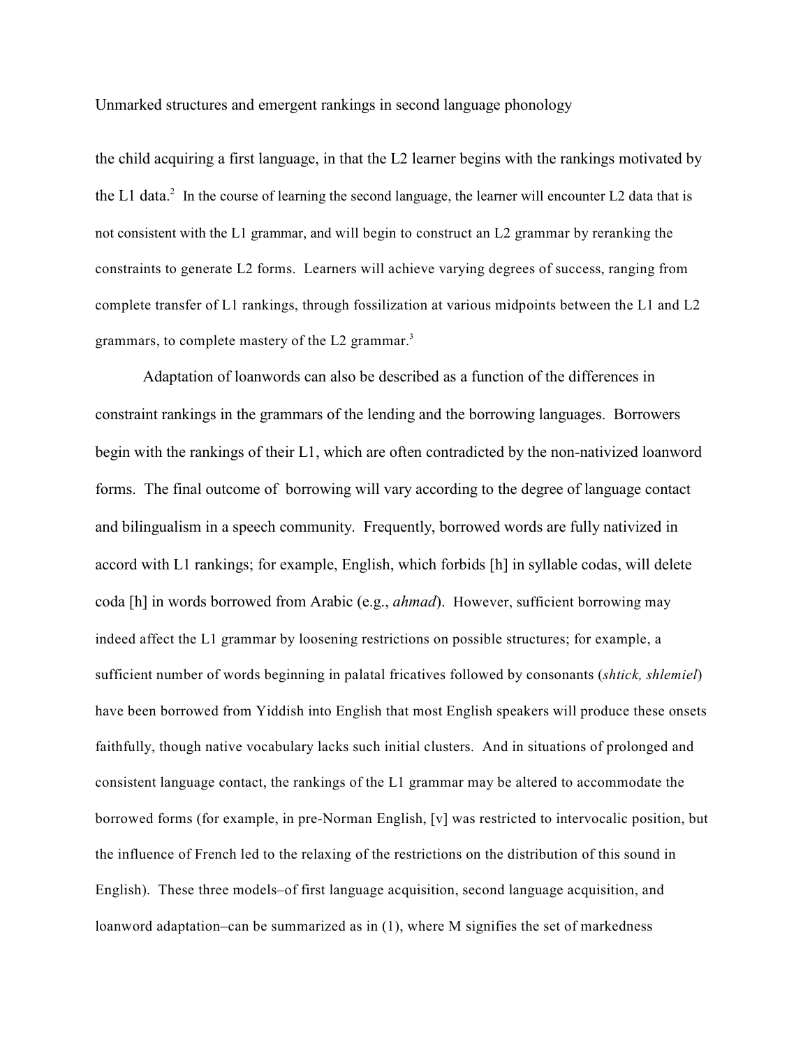the child acquiring a first language, in that the L2 learner begins with the rankings motivated by the L1 data.[2] In the course of learning the second language, the learner will encounter L2 data that is not consistent with the L1 grammar, and will begin to construct an L2 grammar by reranking the constraints to generate L2 forms. Learners will achieve varying degrees of success, ranging from complete transfer of L1 rankings, through fossilization at various midpoints between the L1 and L2 grammars, to complete mastery of the L2 grammar.[3]

Adaptation of loanwords can also be described as a function of the differences in constraint rankings in the grammars of the lending and the borrowing languages. Borrowers begin with the rankings of their L1, which are often contradicted by the non-nativized loanword forms. The final outcome of borrowing will vary according to the degree of language contact and bilingualism in a speech community. Frequently, borrowed words are fully nativized in accord with L1 rankings; for example, English, which forbids [h] in syllable codas, will delete coda [h] in words borrowed from Arabic (e.g., *ahmad*). However, sufficient borrowing may indeed affect the L1 grammar by loosening restrictions on possible structures; for example, a sufficient number of words beginning in palatal fricatives followed by consonants (*shtick, shlemiel*) have been borrowed from Yiddish into English that most English speakers will produce these onsets faithfully, though native vocabulary lacks such initial clusters. And in situations of prolonged and consistent language contact, the rankings of the L1 grammar may be altered to accommodate the borrowed forms (for example, in pre-Norman English, [v] was restricted to intervocalic position, but the influence of French led to the relaxing of the restrictions on the distribution of this sound in English). These three models–of first language acquisition, second language acquisition, and loanword adaptation–can be summarized as in (1), where M signifies the set of markedness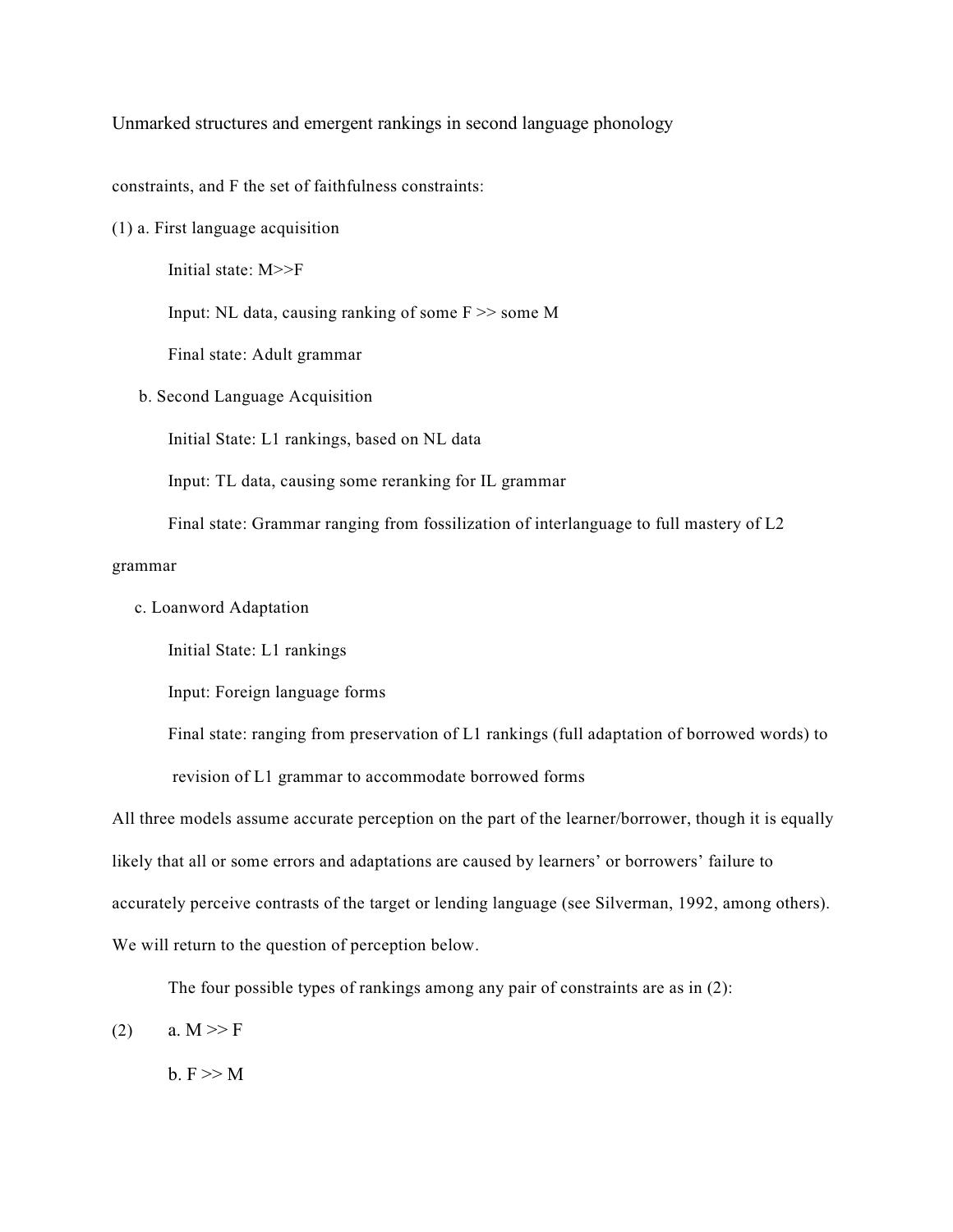constraints, and F the set of faithfulness constraints:

(1) a. First language acquisition

Initial state: M>>F

Input: NL data, causing ranking of some F >> some M

Final state: Adult grammar

b. Second Language Acquisition

Initial State: L1 rankings, based on NL data

Input: TL data, causing some reranking for IL grammar

Final state: Grammar ranging from fossilization of interlanguage to full mastery of L2 grammar

c. Loanword Adaptation

Initial State: L1 rankings

Input: Foreign language forms

Final state: ranging from preservation of L1 rankings (full adaptation of borrowed words) to revision of L1 grammar to accommodate borrowed forms

All three models assume accurate perception on the part of the learner/borrower, though it is equally likely that all or some errors and adaptations are caused by learners' or borrowers' failure to accurately perceive contrasts of the target or lending language (see Silverman, 1992, among others). We will return to the question of perception below.

The four possible types of rankings among any pair of constraints are as in (2):

(2) a. M >> F

b. F >> M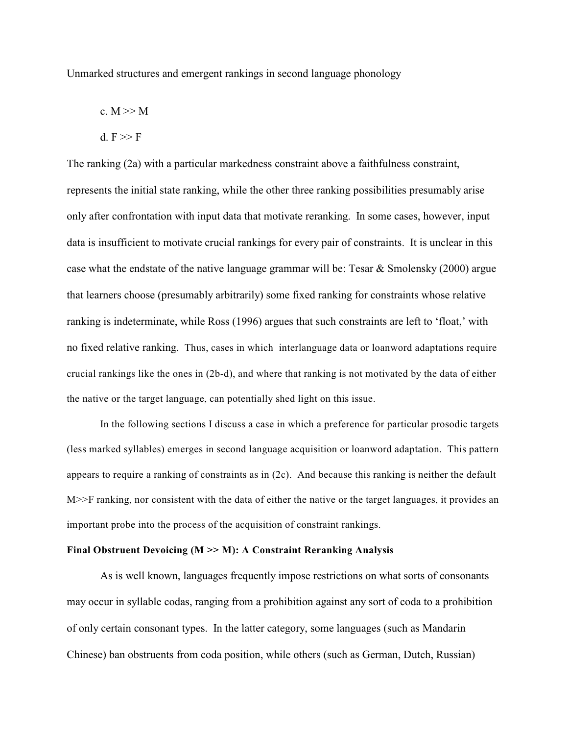c. M >> M

d. F >> F

The ranking (2a) with a particular markedness constraint above a faithfulness constraint, represents the initial state ranking, while the other three ranking possibilities presumably arise only after confrontation with input data that motivate reranking. In some cases, however, input data is insufficient to motivate crucial rankings for every pair of constraints. It is unclear in this case what the endstate of the native language grammar will be: Tesar & Smolensky (2000) argue that learners choose (presumably arbitrarily) some fixed ranking for constraints whose relative ranking is indeterminate, while Ross (1996) argues that such constraints are left to 'float,' with no fixed relative ranking. Thus, cases in which interlanguage data or loanword adaptations require crucial rankings like the ones in (2b-d), and where that ranking is not motivated by the data of either the native or the target language, can potentially shed light on this issue.

In the following sections I discuss a case in which a preference for particular prosodic targets (less marked syllables) emerges in second language acquisition or loanword adaptation. This pattern appears to require a ranking of constraints as in (2c). And because this ranking is neither the default M>>F ranking, nor consistent with the data of either the native or the target languages, it provides an important probe into the process of the acquisition of constraint rankings.

**Final Obstruent Devoicing (M >> M): A Constraint Reranking Analysis**

As is well known, languages frequently impose restrictions on what sorts of consonants may occur in syllable codas, ranging from a prohibition against any sort of coda to a prohibition of only certain consonant types. In the latter category, some languages (such as Mandarin Chinese) ban obstruents from coda position, while others (such as German, Dutch, Russian)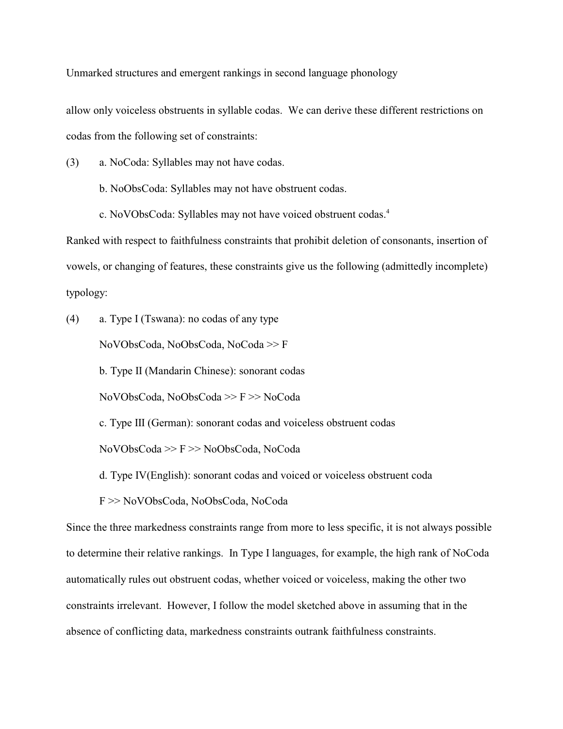allow only voiceless obstruents in syllable codas. We can derive these different restrictions on codas from the following set of constraints:

(3) a. NoCoda: Syllables may not have codas.

b. NoObsCoda: Syllables may not have obstruent codas.

c. NoVObsCoda: Syllables may not have voiced obstruent codas.[4]

Ranked with respect to faithfulness constraints that prohibit deletion of consonants, insertion of vowels, or changing of features, these constraints give us the following (admittedly incomplete) typology:

(4) a. Type I (Tswana): no codas of any type

NoVObsCoda, NoObsCoda, NoCoda >> F

b. Type II (Mandarin Chinese): sonorant codas

NoVObsCoda, NoObsCoda >> F >> NoCoda

c. Type III (German): sonorant codas and voiceless obstruent codas

NoVObsCoda >> F >> NoObsCoda, NoCoda

d. Type IV(English): sonorant codas and voiced or voiceless obstruent coda

F >> NoVObsCoda, NoObsCoda, NoCoda

Since the three markedness constraints range from more to less specific, it is not always possible to determine their relative rankings. In Type I languages, for example, the high rank of NoCoda automatically rules out obstruent codas, whether voiced or voiceless, making the other two constraints irrelevant. However, I follow the model sketched above in assuming that in the absence of conflicting data, markedness constraints outrank faithfulness constraints.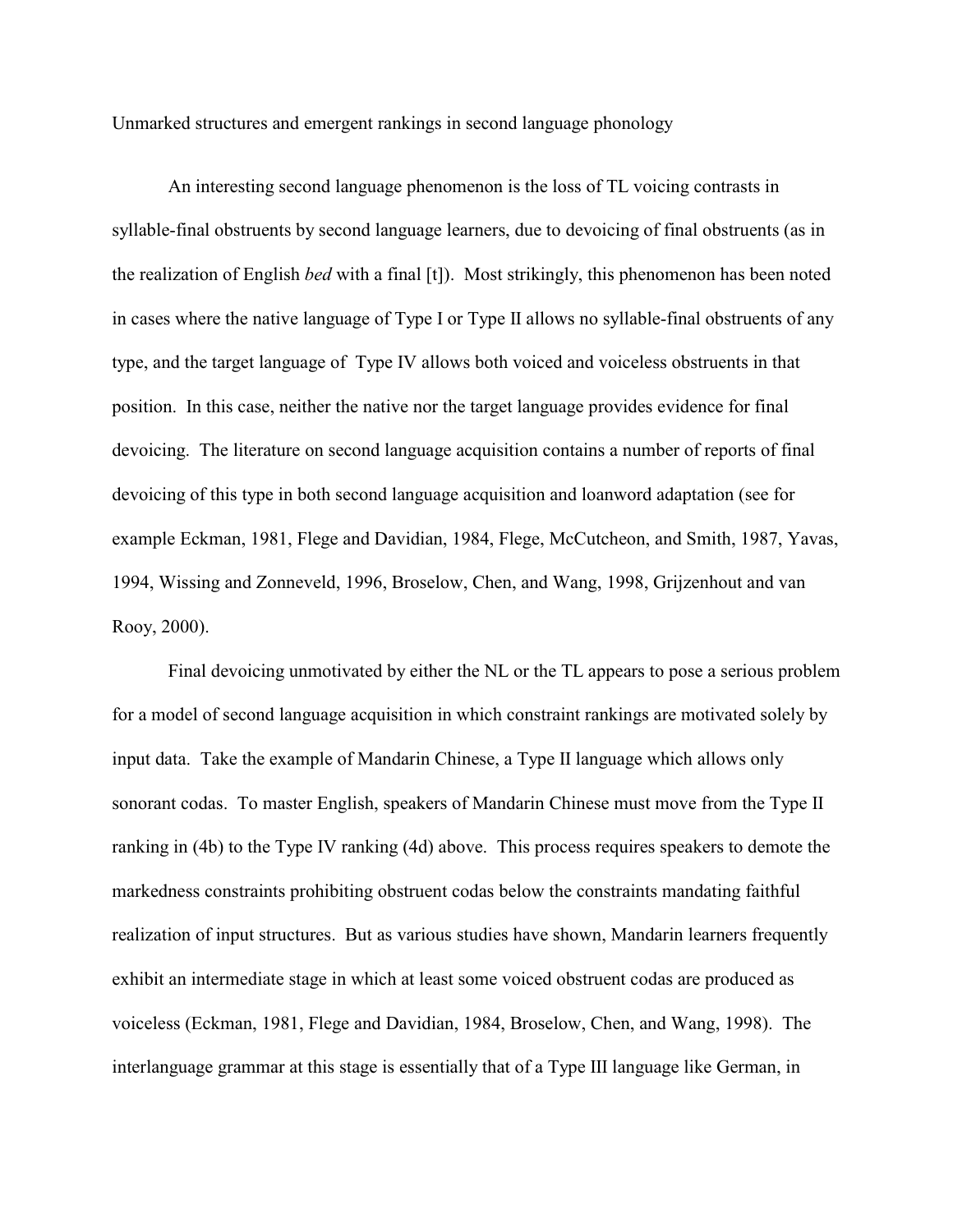Unmarked structures and emergent rankings in second language phonology

An interesting second language phenomenon is the loss of TL voicing contrasts in syllable-final obstruents by second language learners, due to devoicing of final obstruents (as in the realization of English *bed* with a final [t]). Most strikingly, this phenomenon has been noted in cases where the native language of Type I or Type II allows no syllable-final obstruents of any type, and the target language of Type IV allows both voiced and voiceless obstruents in that position. In this case, neither the native nor the target language provides evidence for final devoicing. The literature on second language acquisition contains a number of reports of final devoicing of this type in both second language acquisition and loanword adaptation (see for example Eckman, 1981, Flege and Davidian, 1984, Flege, McCutcheon, and Smith, 1987, Yavas, 1994, Wissing and Zonneveld, 1996, Broselow, Chen, and Wang, 1998, Grijzenhout and van Rooy, 2000).

Final devoicing unmotivated by either the NL or the TL appears to pose a serious problem for a model of second language acquisition in which constraint rankings are motivated solely by input data. Take the example of Mandarin Chinese, a Type II language which allows only sonorant codas. To master English, speakers of Mandarin Chinese must move from the Type II ranking in (4b) to the Type IV ranking (4d) above. This process requires speakers to demote the markedness constraints prohibiting obstruent codas below the constraints mandating faithful realization of input structures. But as various studies have shown, Mandarin learners frequently exhibit an intermediate stage in which at least some voiced obstruent codas are produced as voiceless (Eckman, 1981, Flege and Davidian, 1984, Broselow, Chen, and Wang, 1998). The interlanguage grammar at this stage is essentially that of a Type III language like German, in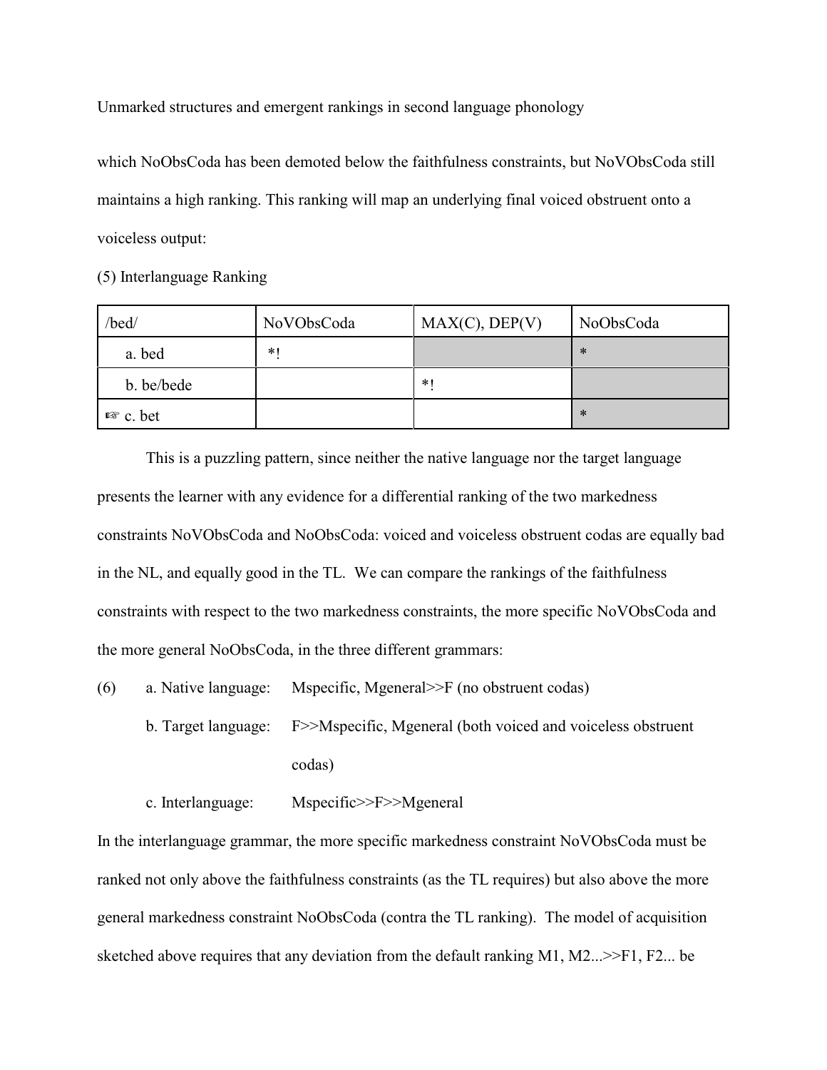which NoObsCoda has been demoted below the faithfulness constraints, but NoVObsCoda still maintains a high ranking. This ranking will map an underlying final voiced obstruent onto a voiceless output:

(5) Interlanguage Ranking

| /bed/ | NoVObsCoda | MAX(C), DEP(V) | NoObsCoda |
| --- | --- | --- | --- |
| a. bed | *! | | * |
| b. be/bede | | *! | |
| ☞ c. bet | | | * |

This is a puzzling pattern, since neither the native language nor the target language presents the learner with any evidence for a differential ranking of the two markedness constraints NoVObsCoda and NoObsCoda: voiced and voiceless obstruent codas are equally bad in the NL, and equally good in the TL. We can compare the rankings of the faithfulness constraints with respect to the two markedness constraints, the more specific NoVObsCoda and the more general NoObsCoda, in the three different grammars:

(6) a. Native language: Mspecific, Mgeneral>>F (no obstruent codas)

b. Target language: F>>Mspecific, Mgeneral (both voiced and voiceless obstruent codas)

c. Interlanguage: Mspecific>>F>>Mgeneral

In the interlanguage grammar, the more specific markedness constraint NoVObsCoda must be ranked not only above the faithfulness constraints (as the TL requires) but also above the more general markedness constraint NoObsCoda (contra the TL ranking). The model of acquisition sketched above requires that any deviation from the default ranking M1, M2...>>F1, F2... be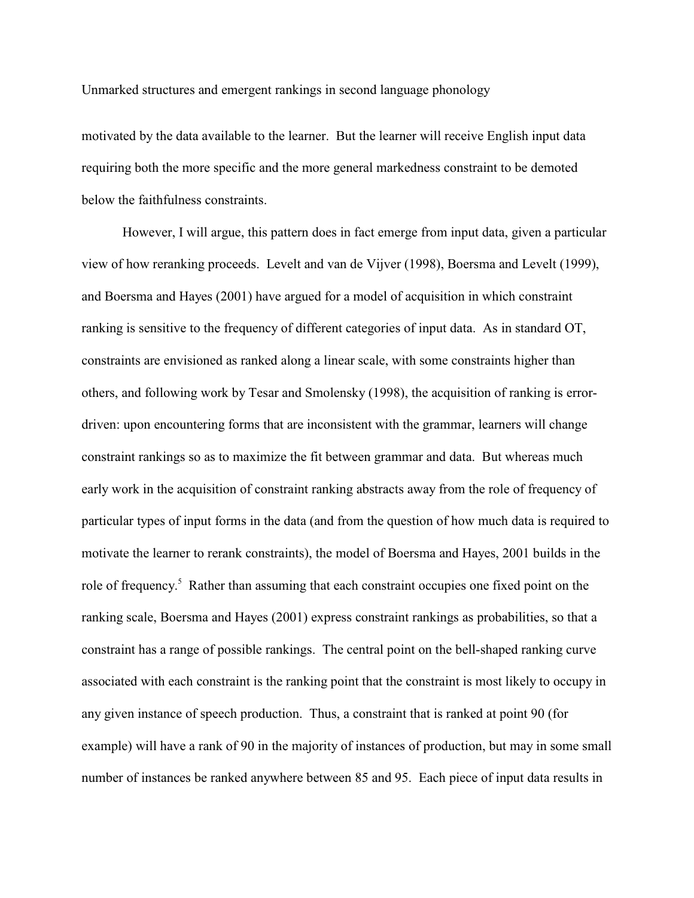motivated by the data available to the learner. But the learner will receive English input data requiring both the more specific and the more general markedness constraint to be demoted below the faithfulness constraints.

However, I will argue, this pattern does in fact emerge from input data, given a particular view of how reranking proceeds. Levelt and van de Vijver (1998), Boersma and Levelt (1999), and Boersma and Hayes (2001) have argued for a model of acquisition in which constraint ranking is sensitive to the frequency of different categories of input data. As in standard OT, constraints are envisioned as ranked along a linear scale, with some constraints higher than others, and following work by Tesar and Smolensky (1998), the acquisition of ranking is error-driven: upon encountering forms that are inconsistent with the grammar, learners will change constraint rankings so as to maximize the fit between grammar and data. But whereas much early work in the acquisition of constraint ranking abstracts away from the role of frequency of particular types of input forms in the data (and from the question of how much data is required to motivate the learner to rerank constraints), the model of Boersma and Hayes, 2001 builds in the role of frequency.[5] Rather than assuming that each constraint occupies one fixed point on the ranking scale, Boersma and Hayes (2001) express constraint rankings as probabilities, so that a constraint has a range of possible rankings. The central point on the bell-shaped ranking curve associated with each constraint is the ranking point that the constraint is most likely to occupy in any given instance of speech production. Thus, a constraint that is ranked at point 90 (for example) will have a rank of 90 in the majority of instances of production, but may in some small number of instances be ranked anywhere between 85 and 95. Each piece of input data results in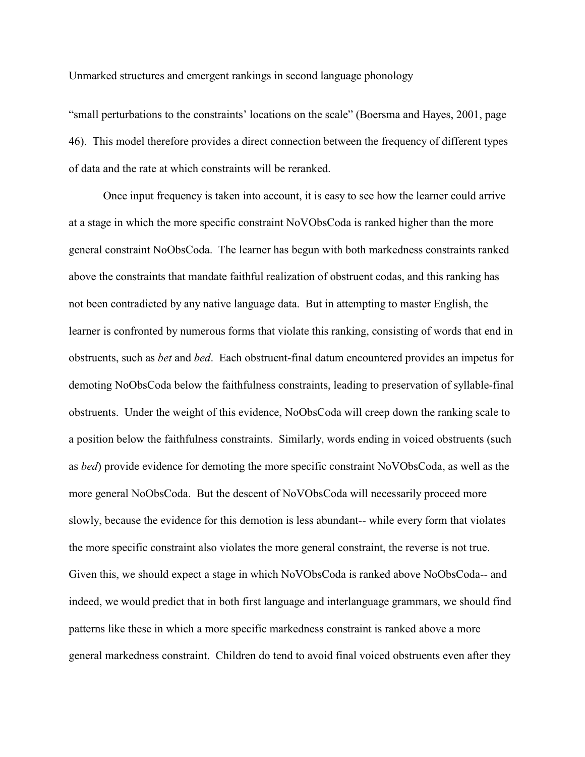"small perturbations to the constraints' locations on the scale" (Boersma and Hayes, 2001, page 46). This model therefore provides a direct connection between the frequency of different types of data and the rate at which constraints will be reranked.

Once input frequency is taken into account, it is easy to see how the learner could arrive at a stage in which the more specific constraint NoVObsCoda is ranked higher than the more general constraint NoObsCoda. The learner has begun with both markedness constraints ranked above the constraints that mandate faithful realization of obstruent codas, and this ranking has not been contradicted by any native language data. But in attempting to master English, the learner is confronted by numerous forms that violate this ranking, consisting of words that end in obstruents, such as *bet* and *bed*. Each obstruent-final datum encountered provides an impetus for demoting NoObsCoda below the faithfulness constraints, leading to preservation of syllable-final obstruents. Under the weight of this evidence, NoObsCoda will creep down the ranking scale to a position below the faithfulness constraints. Similarly, words ending in voiced obstruents (such as *bed*) provide evidence for demoting the more specific constraint NoVObsCoda, as well as the more general NoObsCoda. But the descent of NoVObsCoda will necessarily proceed more slowly, because the evidence for this demotion is less abundant-- while every form that violates the more specific constraint also violates the more general constraint, the reverse is not true. Given this, we should expect a stage in which NoVObsCoda is ranked above NoObsCoda-- and indeed, we would predict that in both first language and interlanguage grammars, we should find patterns like these in which a more specific markedness constraint is ranked above a more general markedness constraint. Children do tend to avoid final voiced obstruents even after they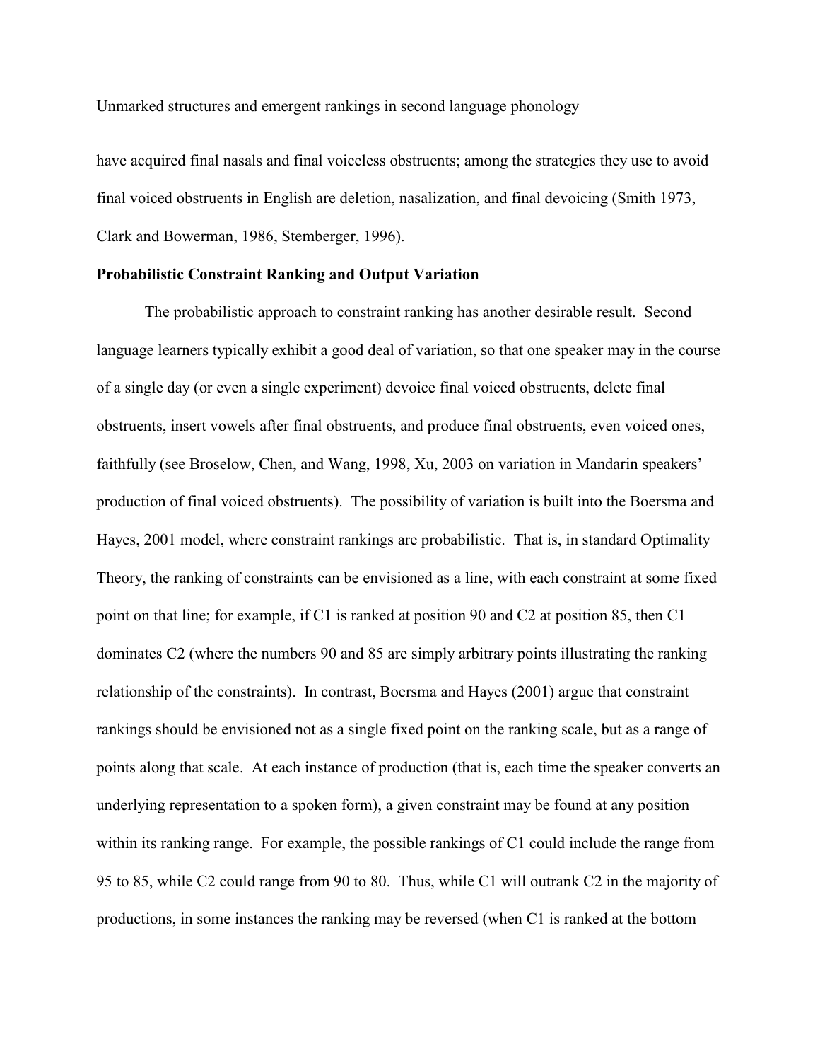have acquired final nasals and final voiceless obstruents; among the strategies they use to avoid final voiced obstruents in English are deletion, nasalization, and final devoicing (Smith 1973, Clark and Bowerman, 1986, Stemberger, 1996).

**Probabilistic Constraint Ranking and Output Variation**

The probabilistic approach to constraint ranking has another desirable result. Second language learners typically exhibit a good deal of variation, so that one speaker may in the course of a single day (or even a single experiment) devoice final voiced obstruents, delete final obstruents, insert vowels after final obstruents, and produce final obstruents, even voiced ones, faithfully (see Broselow, Chen, and Wang, 1998, Xu, 2003 on variation in Mandarin speakers' production of final voiced obstruents). The possibility of variation is built into the Boersma and Hayes, 2001 model, where constraint rankings are probabilistic. That is, in standard Optimality Theory, the ranking of constraints can be envisioned as a line, with each constraint at some fixed point on that line; for example, if C1 is ranked at position 90 and C2 at position 85, then C1 dominates C2 (where the numbers 90 and 85 are simply arbitrary points illustrating the ranking relationship of the constraints). In contrast, Boersma and Hayes (2001) argue that constraint rankings should be envisioned not as a single fixed point on the ranking scale, but as a range of points along that scale. At each instance of production (that is, each time the speaker converts an underlying representation to a spoken form), a given constraint may be found at any position within its ranking range. For example, the possible rankings of C1 could include the range from 95 to 85, while C2 could range from 90 to 80. Thus, while C1 will outrank C2 in the majority of productions, in some instances the ranking may be reversed (when C1 is ranked at the bottom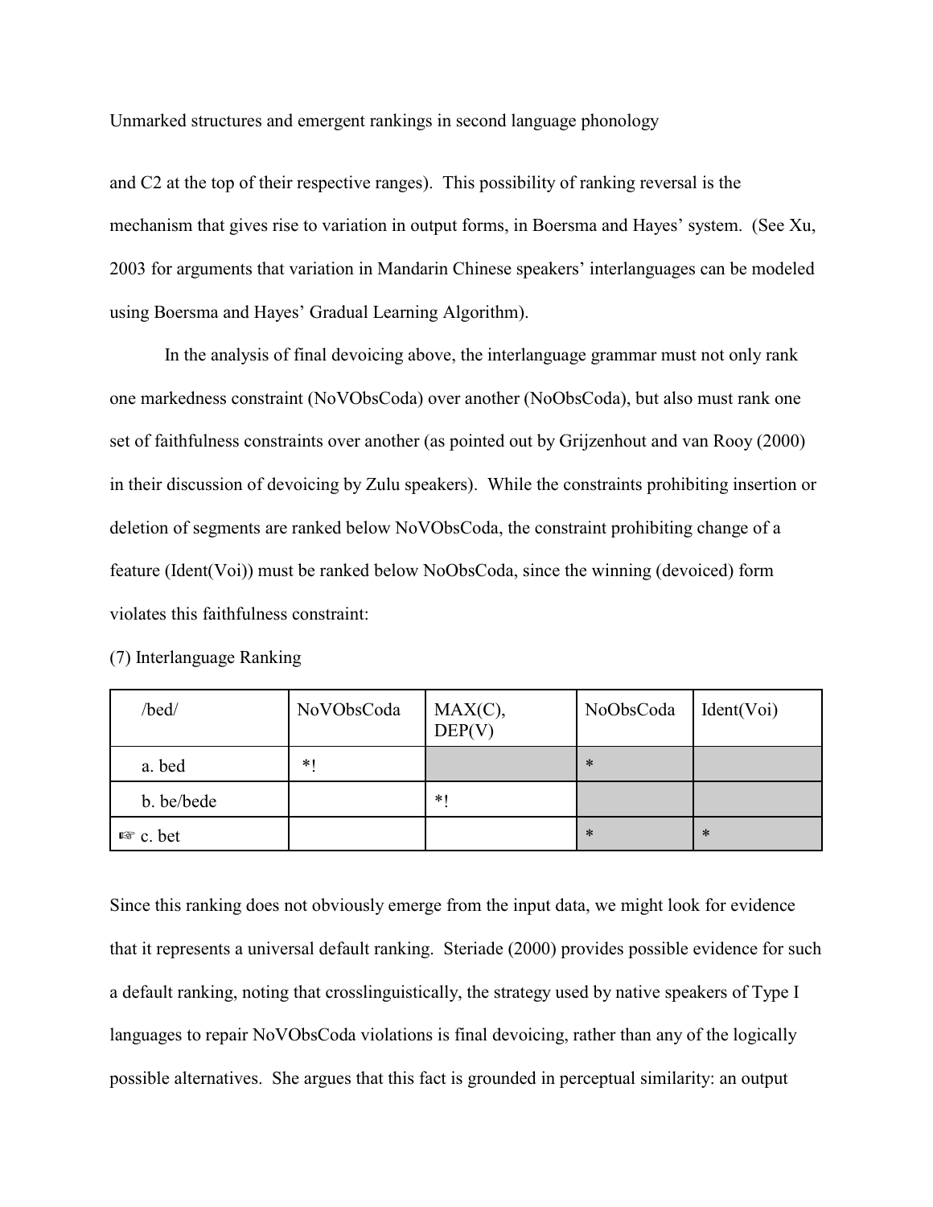and C2 at the top of their respective ranges). This possibility of ranking reversal is the mechanism that gives rise to variation in output forms, in Boersma and Hayes' system. (See Xu, 2003 for arguments that variation in Mandarin Chinese speakers' interlanguages can be modeled using Boersma and Hayes' Gradual Learning Algorithm).

In the analysis of final devoicing above, the interlanguage grammar must not only rank one markedness constraint (NoVObsCoda) over another (NoObsCoda), but also must rank one set of faithfulness constraints over another (as pointed out by Grijzenhout and van Rooy (2000) in their discussion of devoicing by Zulu speakers). While the constraints prohibiting insertion or deletion of segments are ranked below NoVObsCoda, the constraint prohibiting change of a feature (Ident(Voi)) must be ranked below NoObsCoda, since the winning (devoiced) form violates this faithfulness constraint:

(7) Interlanguage Ranking

| /bed/ | NoVObsCoda | MAX(C), DEP(V) | NoObsCoda | Ident(Voi) |
|---|---|---|---|---|
| a. bed | *! | | * | |
| b. be/bede | | *! | | |
| ☞ c. bet | | | * | * |

Since this ranking does not obviously emerge from the input data, we might look for evidence that it represents a universal default ranking. Steriade (2000) provides possible evidence for such a default ranking, noting that crosslinguistically, the strategy used by native speakers of Type I languages to repair NoVObsCoda violations is final devoicing, rather than any of the logically possible alternatives. She argues that this fact is grounded in perceptual similarity: an output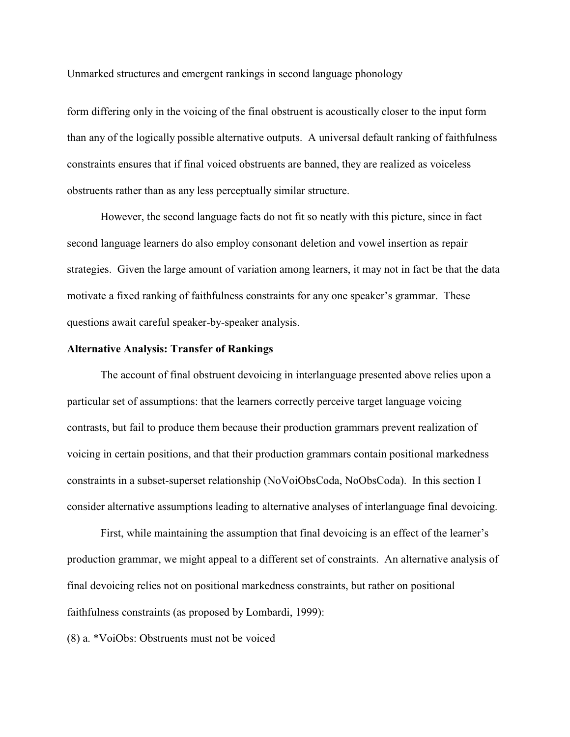form differing only in the voicing of the final obstruent is acoustically closer to the input form than any of the logically possible alternative outputs. A universal default ranking of faithfulness constraints ensures that if final voiced obstruents are banned, they are realized as voiceless obstruents rather than as any less perceptually similar structure.

However, the second language facts do not fit so neatly with this picture, since in fact second language learners do also employ consonant deletion and vowel insertion as repair strategies. Given the large amount of variation among learners, it may not in fact be that the data motivate a fixed ranking of faithfulness constraints for any one speaker's grammar. These questions await careful speaker-by-speaker analysis.

**Alternative Analysis: Transfer of Rankings**

The account of final obstruent devoicing in interlanguage presented above relies upon a particular set of assumptions: that the learners correctly perceive target language voicing contrasts, but fail to produce them because their production grammars prevent realization of voicing in certain positions, and that their production grammars contain positional markedness constraints in a subset-superset relationship (NoVoiObsCoda, NoObsCoda). In this section I consider alternative assumptions leading to alternative analyses of interlanguage final devoicing.

First, while maintaining the assumption that final devoicing is an effect of the learner's production grammar, we might appeal to a different set of constraints. An alternative analysis of final devoicing relies not on positional markedness constraints, but rather on positional faithfulness constraints (as proposed by Lombardi, 1999):

(8) a. *VoiObs: Obstruents must not be voiced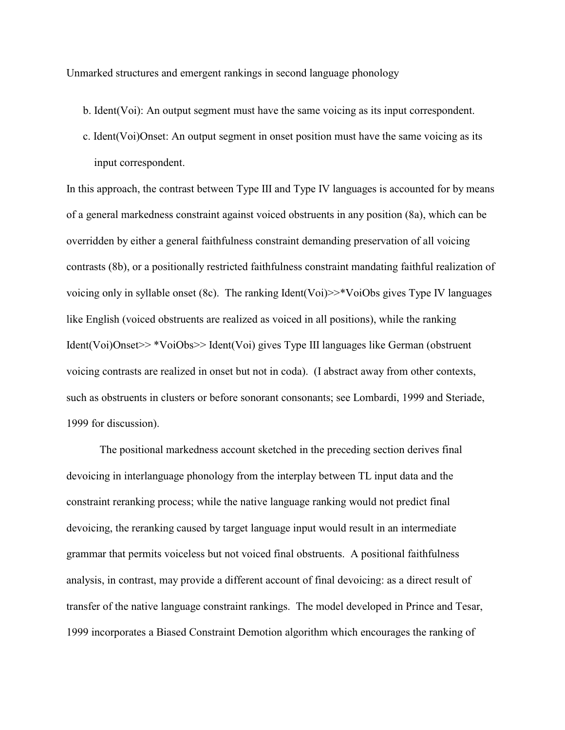b. Ident(Voi): An output segment must have the same voicing as its input correspondent.

c. Ident(Voi)Onset: An output segment in onset position must have the same voicing as its input correspondent.

In this approach, the contrast between Type III and Type IV languages is accounted for by means of a general markedness constraint against voiced obstruents in any position (8a), which can be overridden by either a general faithfulness constraint demanding preservation of all voicing contrasts (8b), or a positionally restricted faithfulness constraint mandating faithful realization of voicing only in syllable onset (8c). The ranking Ident(Voi)>>*VoiObs gives Type IV languages like English (voiced obstruents are realized as voiced in all positions), while the ranking Ident(Voi)Onset>> *VoiObs>> Ident(Voi) gives Type III languages like German (obstruent voicing contrasts are realized in onset but not in coda). (I abstract away from other contexts, such as obstruents in clusters or before sonorant consonants; see Lombardi, 1999 and Steriade, 1999 for discussion).

The positional markedness account sketched in the preceding section derives final devoicing in interlanguage phonology from the interplay between TL input data and the constraint reranking process; while the native language ranking would not predict final devoicing, the reranking caused by target language input would result in an intermediate grammar that permits voiceless but not voiced final obstruents. A positional faithfulness analysis, in contrast, may provide a different account of final devoicing: as a direct result of transfer of the native language constraint rankings. The model developed in Prince and Tesar, 1999 incorporates a Biased Constraint Demotion algorithm which encourages the ranking of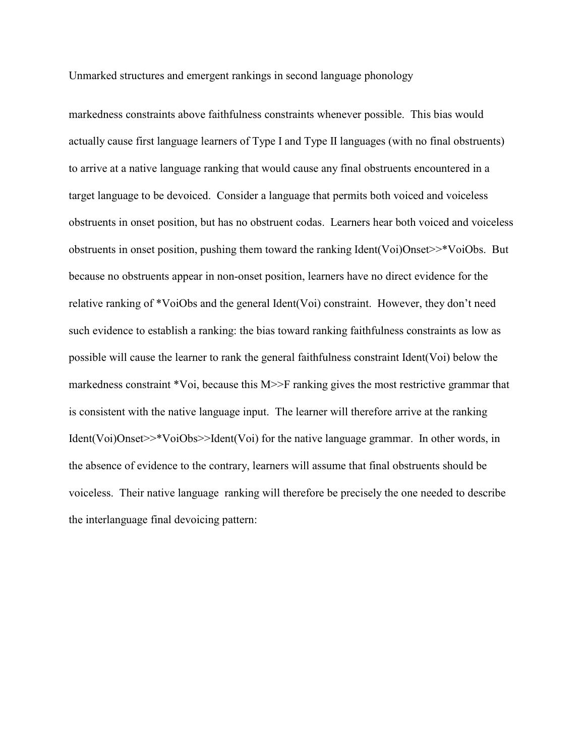markedness constraints above faithfulness constraints whenever possible. This bias would actually cause first language learners of Type I and Type II languages (with no final obstruents) to arrive at a native language ranking that would cause any final obstruents encountered in a target language to be devoiced. Consider a language that permits both voiced and voiceless obstruents in onset position, but has no obstruent codas. Learners hear both voiced and voiceless obstruents in onset position, pushing them toward the ranking Ident(Voi)Onset>>*VoiObs. But because no obstruents appear in non-onset position, learners have no direct evidence for the relative ranking of *VoiObs and the general Ident(Voi) constraint. However, they don't need such evidence to establish a ranking: the bias toward ranking faithfulness constraints as low as possible will cause the learner to rank the general faithfulness constraint Ident(Voi) below the markedness constraint *Voi, because this M>>F ranking gives the most restrictive grammar that is consistent with the native language input. The learner will therefore arrive at the ranking Ident(Voi)Onset>>*VoiObs>>Ident(Voi) for the native language grammar. In other words, in the absence of evidence to the contrary, learners will assume that final obstruents should be voiceless. Their native language ranking will therefore be precisely the one needed to describe the interlanguage final devoicing pattern: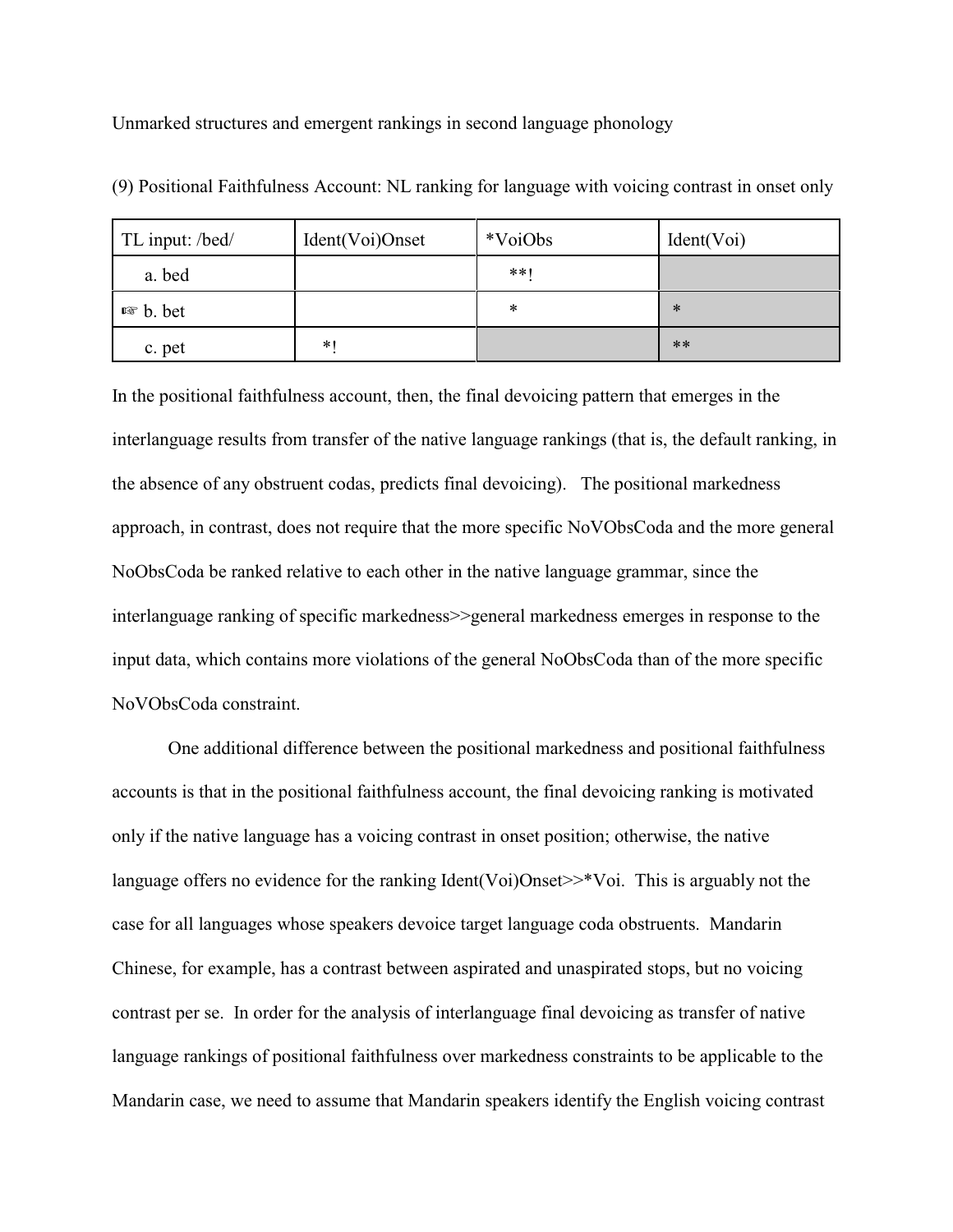(9) Positional Faithfulness Account: NL ranking for language with voicing contrast in onset only

| TL input: /bed/ | Ident(Voi)Onset | *VoiObs | Ident(Voi) |
|---|---|---|---|
| a. bed | | **! | |
| ☞ b. bet | | * | * |
| c. pet | *! | | ** |

In the positional faithfulness account, then, the final devoicing pattern that emerges in the interlanguage results from transfer of the native language rankings (that is, the default ranking, in the absence of any obstruent codas, predicts final devoicing). The positional markedness approach, in contrast, does not require that the more specific NoVObsCoda and the more general NoObsCoda be ranked relative to each other in the native language grammar, since the interlanguage ranking of specific markedness>>general markedness emerges in response to the input data, which contains more violations of the general NoObsCoda than of the more specific NoVObsCoda constraint.

One additional difference between the positional markedness and positional faithfulness accounts is that in the positional faithfulness account, the final devoicing ranking is motivated only if the native language has a voicing contrast in onset position; otherwise, the native language offers no evidence for the ranking Ident(Voi)Onset>>*Voi. This is arguably not the case for all languages whose speakers devoice target language coda obstruents. Mandarin Chinese, for example, has a contrast between aspirated and unaspirated stops, but no voicing contrast per se. In order for the analysis of interlanguage final devoicing as transfer of native language rankings of positional faithfulness over markedness constraints to be applicable to the Mandarin case, we need to assume that Mandarin speakers identify the English voicing contrast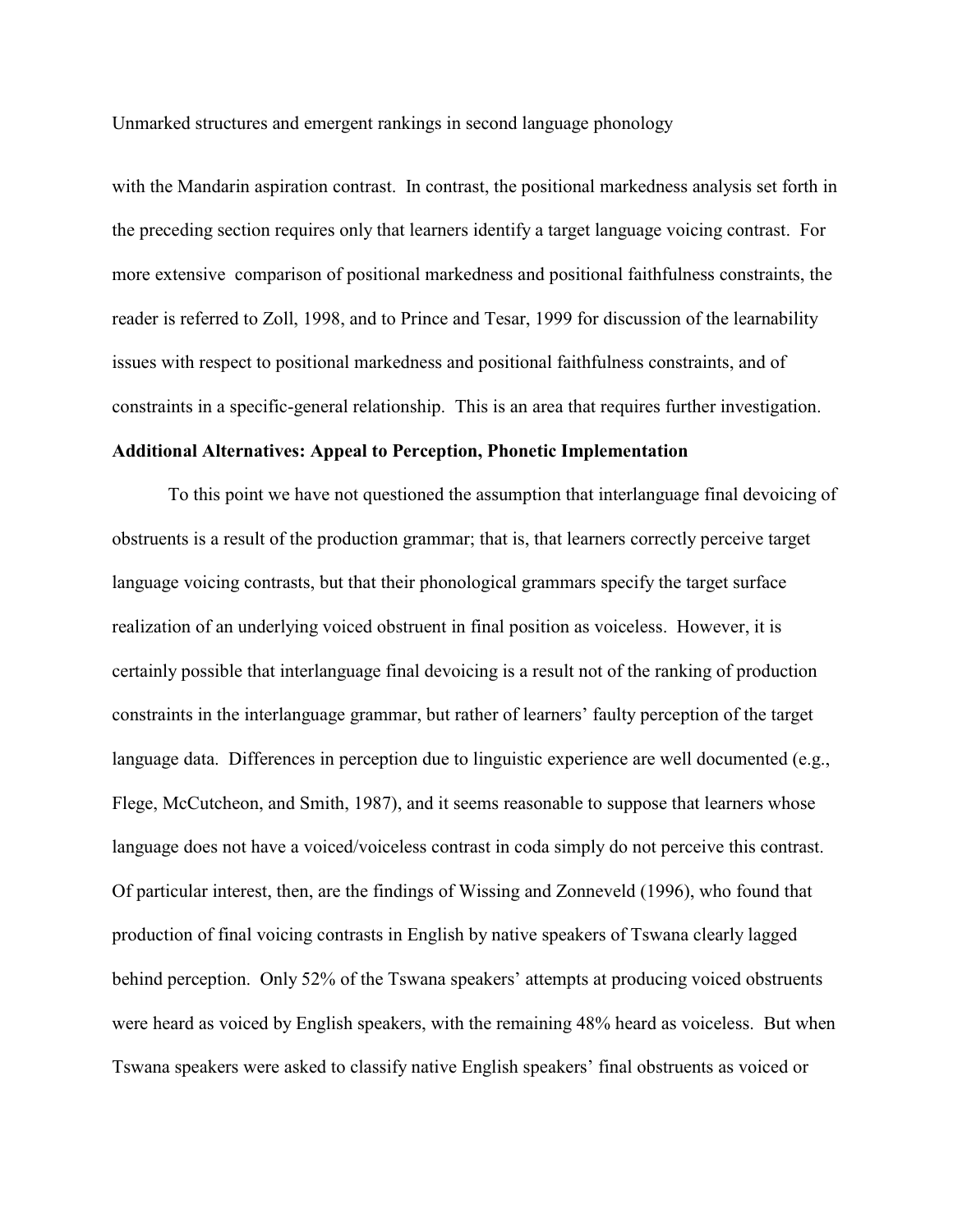with the Mandarin aspiration contrast. In contrast, the positional markedness analysis set forth in the preceding section requires only that learners identify a target language voicing contrast. For more extensive comparison of positional markedness and positional faithfulness constraints, the reader is referred to Zoll, 1998, and to Prince and Tesar, 1999 for discussion of the learnability issues with respect to positional markedness and positional faithfulness constraints, and of constraints in a specific-general relationship. This is an area that requires further investigation.

**Additional Alternatives: Appeal to Perception, Phonetic Implementation**

To this point we have not questioned the assumption that interlanguage final devoicing of obstruents is a result of the production grammar; that is, that learners correctly perceive target language voicing contrasts, but that their phonological grammars specify the target surface realization of an underlying voiced obstruent in final position as voiceless. However, it is certainly possible that interlanguage final devoicing is a result not of the ranking of production constraints in the interlanguage grammar, but rather of learners' faulty perception of the target language data. Differences in perception due to linguistic experience are well documented (e.g., Flege, McCutcheon, and Smith, 1987), and it seems reasonable to suppose that learners whose language does not have a voiced/voiceless contrast in coda simply do not perceive this contrast. Of particular interest, then, are the findings of Wissing and Zonneveld (1996), who found that production of final voicing contrasts in English by native speakers of Tswana clearly lagged behind perception. Only 52% of the Tswana speakers' attempts at producing voiced obstruents were heard as voiced by English speakers, with the remaining 48% heard as voiceless. But when Tswana speakers were asked to classify native English speakers' final obstruents as voiced or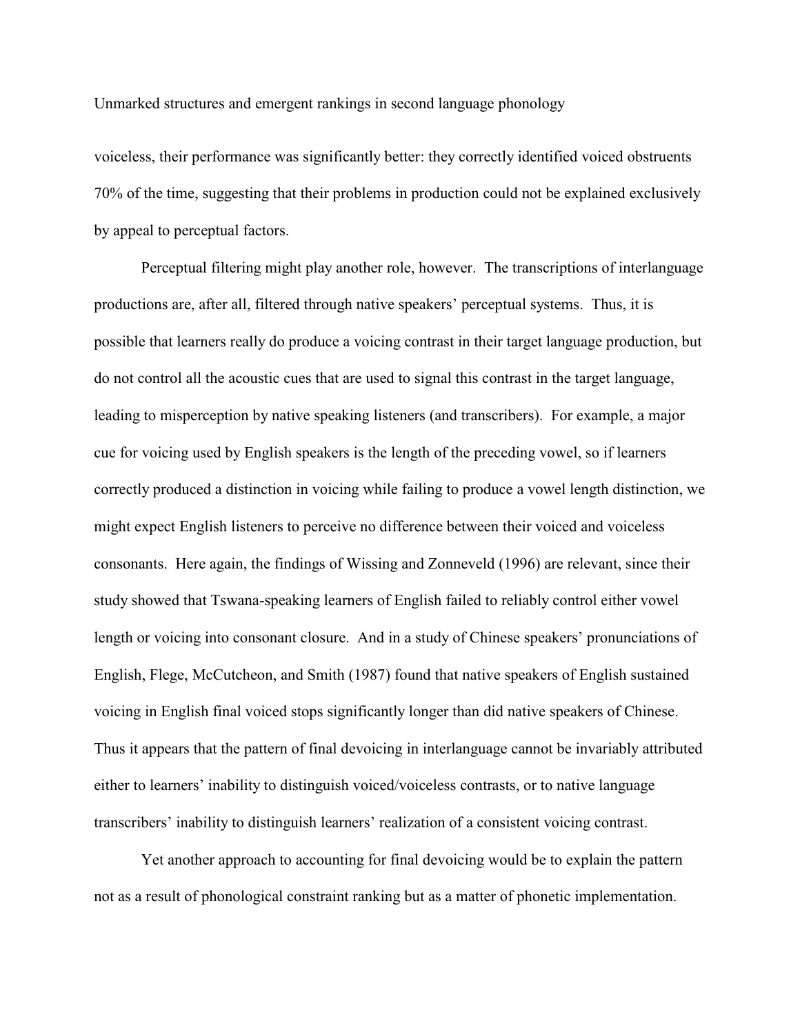voiceless, their performance was significantly better: they correctly identified voiced obstruents 70% of the time, suggesting that their problems in production could not be explained exclusively by appeal to perceptual factors.

Perceptual filtering might play another role, however. The transcriptions of interlanguage productions are, after all, filtered through native speakers' perceptual systems. Thus, it is possible that learners really do produce a voicing contrast in their target language production, but do not control all the acoustic cues that are used to signal this contrast in the target language, leading to misperception by native speaking listeners (and transcribers). For example, a major cue for voicing used by English speakers is the length of the preceding vowel, so if learners correctly produced a distinction in voicing while failing to produce a vowel length distinction, we might expect English listeners to perceive no difference between their voiced and voiceless consonants. Here again, the findings of Wissing and Zonneveld (1996) are relevant, since their study showed that Tswana-speaking learners of English failed to reliably control either vowel length or voicing into consonant closure. And in a study of Chinese speakers' pronunciations of English, Flege, McCutcheon, and Smith (1987) found that native speakers of English sustained voicing in English final voiced stops significantly longer than did native speakers of Chinese. Thus it appears that the pattern of final devoicing in interlanguage cannot be invariably attributed either to learners' inability to distinguish voiced/voiceless contrasts, or to native language transcribers' inability to distinguish learners' realization of a consistent voicing contrast.

Yet another approach to accounting for final devoicing would be to explain the pattern not as a result of phonological constraint ranking but as a matter of phonetic implementation.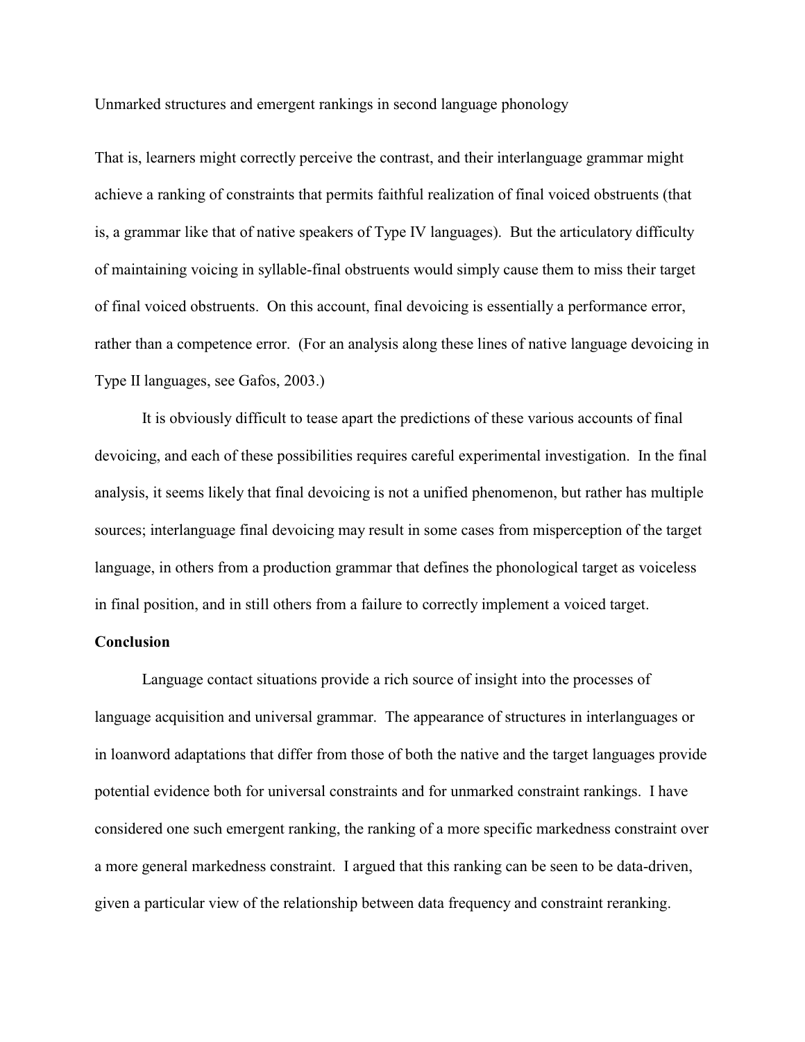That is, learners might correctly perceive the contrast, and their interlanguage grammar might achieve a ranking of constraints that permits faithful realization of final voiced obstruents (that is, a grammar like that of native speakers of Type IV languages). But the articulatory difficulty of maintaining voicing in syllable-final obstruents would simply cause them to miss their target of final voiced obstruents. On this account, final devoicing is essentially a performance error, rather than a competence error. (For an analysis along these lines of native language devoicing in Type II languages, see Gafos, 2003.)

It is obviously difficult to tease apart the predictions of these various accounts of final devoicing, and each of these possibilities requires careful experimental investigation. In the final analysis, it seems likely that final devoicing is not a unified phenomenon, but rather has multiple sources; interlanguage final devoicing may result in some cases from misperception of the target language, in others from a production grammar that defines the phonological target as voiceless in final position, and in still others from a failure to correctly implement a voiced target.

## Conclusion

Language contact situations provide a rich source of insight into the processes of language acquisition and universal grammar. The appearance of structures in interlanguages or in loanword adaptations that differ from those of both the native and the target languages provide potential evidence both for universal constraints and for unmarked constraint rankings. I have considered one such emergent ranking, the ranking of a more specific markedness constraint over a more general markedness constraint. I argued that this ranking can be seen to be data-driven, given a particular view of the relationship between data frequency and constraint reranking.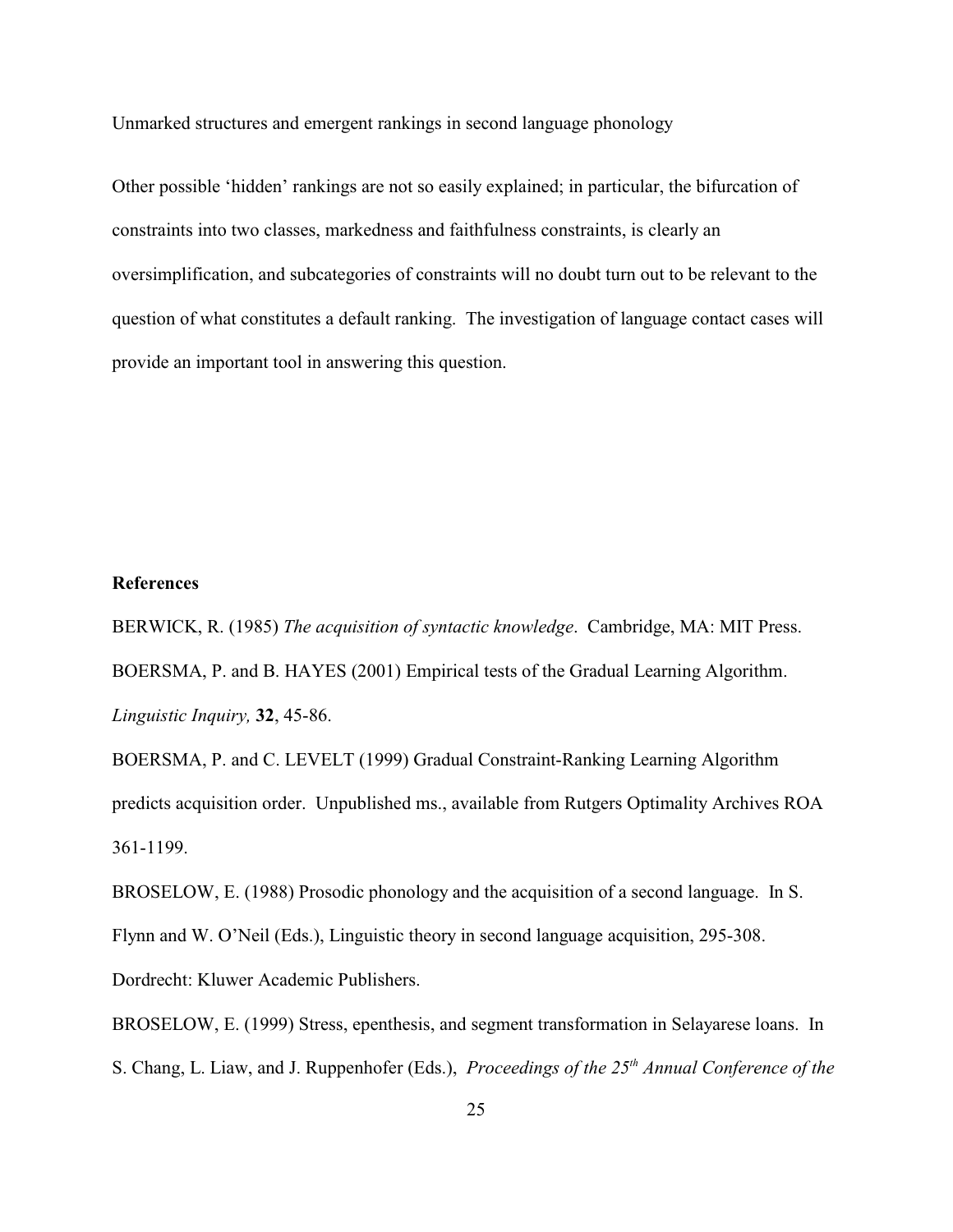Other possible 'hidden' rankings are not so easily explained; in particular, the bifurcation of constraints into two classes, markedness and faithfulness constraints, is clearly an oversimplification, and subcategories of constraints will no doubt turn out to be relevant to the question of what constitutes a default ranking. The investigation of language contact cases will provide an important tool in answering this question.

**References**

BERWICK, R. (1985) *The acquisition of syntactic knowledge*. Cambridge, MA: MIT Press.

BOERSMA, P. and B. HAYES (2001) Empirical tests of the Gradual Learning Algorithm. *Linguistic Inquiry,* **32**, 45-86.

BOERSMA, P. and C. LEVELT (1999) Gradual Constraint-Ranking Learning Algorithm predicts acquisition order. Unpublished ms., available from Rutgers Optimality Archives ROA 361-1199.

BROSELOW, E. (1988) Prosodic phonology and the acquisition of a second language. In S. Flynn and W. O'Neil (Eds.), Linguistic theory in second language acquisition, 295-308. Dordrecht: Kluwer Academic Publishers.

BROSELOW, E. (1999) Stress, epenthesis, and segment transformation in Selayarese loans. In S. Chang, L. Liaw, and J. Ruppenhofer (Eds.), *Proceedings of the 25th Annual Conference of the*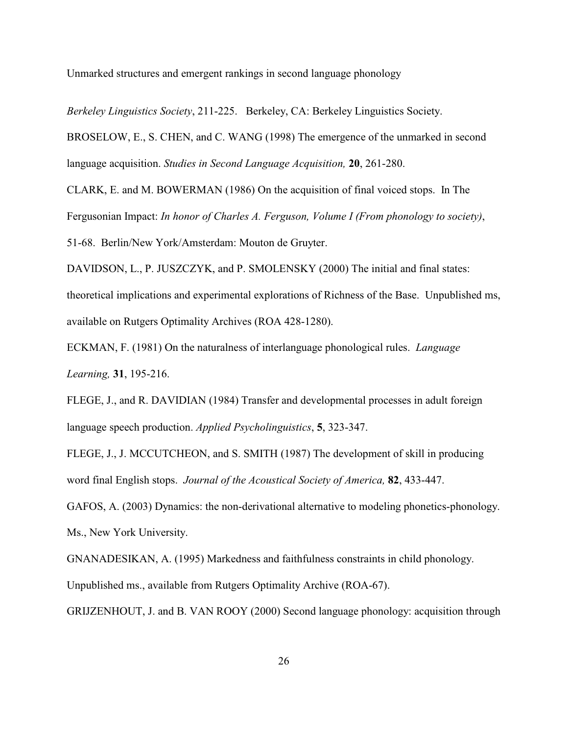*Berkeley Linguistics Society*, 211-225. Berkeley, CA: Berkeley Linguistics Society.

BROSELOW, E., S. CHEN, and C. WANG (1998) The emergence of the unmarked in second language acquisition. *Studies in Second Language Acquisition,* **20**, 261-280.

CLARK, E. and M. BOWERMAN (1986) On the acquisition of final voiced stops. In The Fergusonian Impact: *In honor of Charles A. Ferguson, Volume I (From phonology to society)*, 51-68. Berlin/New York/Amsterdam: Mouton de Gruyter.

DAVIDSON, L., P. JUSZCZYK, and P. SMOLENSKY (2000) The initial and final states: theoretical implications and experimental explorations of Richness of the Base. Unpublished ms, available on Rutgers Optimality Archives (ROA 428-1280).

ECKMAN, F. (1981) On the naturalness of interlanguage phonological rules. *Language Learning,* **31**, 195-216.

FLEGE, J., and R. DAVIDIAN (1984) Transfer and developmental processes in adult foreign language speech production. *Applied Psycholinguistics*, **5**, 323-347.

FLEGE, J., J. MCCUTCHEON, and S. SMITH (1987) The development of skill in producing word final English stops. *Journal of the Acoustical Society of America,* **82**, 433-447.

GAFOS, A. (2003) Dynamics: the non-derivational alternative to modeling phonetics-phonology. Ms., New York University.

GNANADESIKAN, A. (1995) Markedness and faithfulness constraints in child phonology. Unpublished ms., available from Rutgers Optimality Archive (ROA-67).

GRIJZENHOUT, J. and B. VAN ROOY (2000) Second language phonology: acquisition through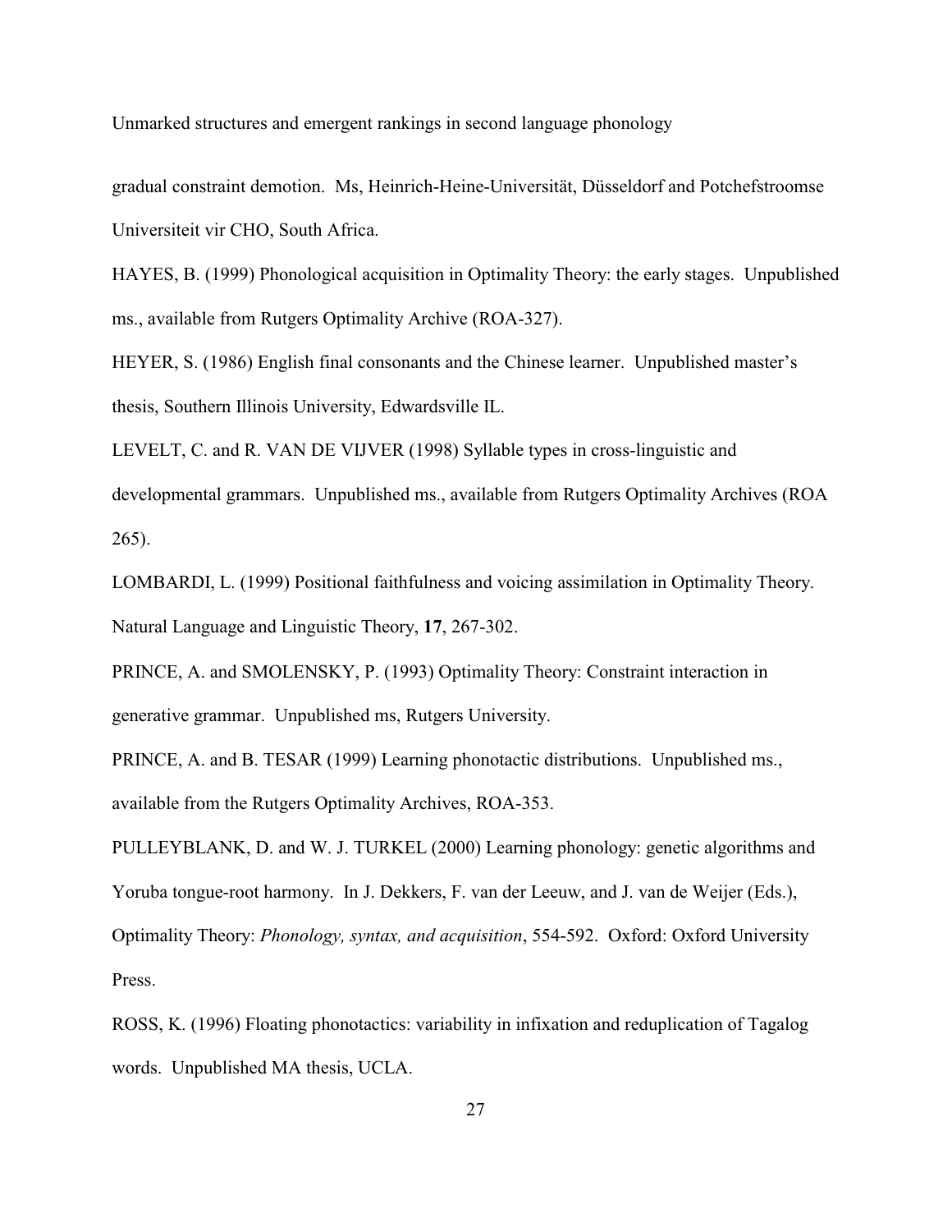gradual constraint demotion. Ms, Heinrich-Heine-Universität, Düsseldorf and Potchefstroomse Universiteit vir CHO, South Africa.

HAYES, B. (1999) Phonological acquisition in Optimality Theory: the early stages. Unpublished ms., available from Rutgers Optimality Archive (ROA-327).

HEYER, S. (1986) English final consonants and the Chinese learner. Unpublished master's thesis, Southern Illinois University, Edwardsville IL.

LEVELT, C. and R. VAN DE VIJVER (1998) Syllable types in cross-linguistic and developmental grammars. Unpublished ms., available from Rutgers Optimality Archives (ROA 265).

LOMBARDI, L. (1999) Positional faithfulness and voicing assimilation in Optimality Theory. Natural Language and Linguistic Theory, **17**, 267-302.

PRINCE, A. and SMOLENSKY, P. (1993) Optimality Theory: Constraint interaction in generative grammar. Unpublished ms, Rutgers University.

PRINCE, A. and B. TESAR (1999) Learning phonotactic distributions. Unpublished ms., available from the Rutgers Optimality Archives, ROA-353.

PULLEYBLANK, D. and W. J. TURKEL (2000) Learning phonology: genetic algorithms and Yoruba tongue-root harmony. In J. Dekkers, F. van der Leeuw, and J. van de Weijer (Eds.), Optimality Theory: *Phonology, syntax, and acquisition*, 554-592. Oxford: Oxford University Press.

ROSS, K. (1996) Floating phonotactics: variability in infixation and reduplication of Tagalog words. Unpublished MA thesis, UCLA.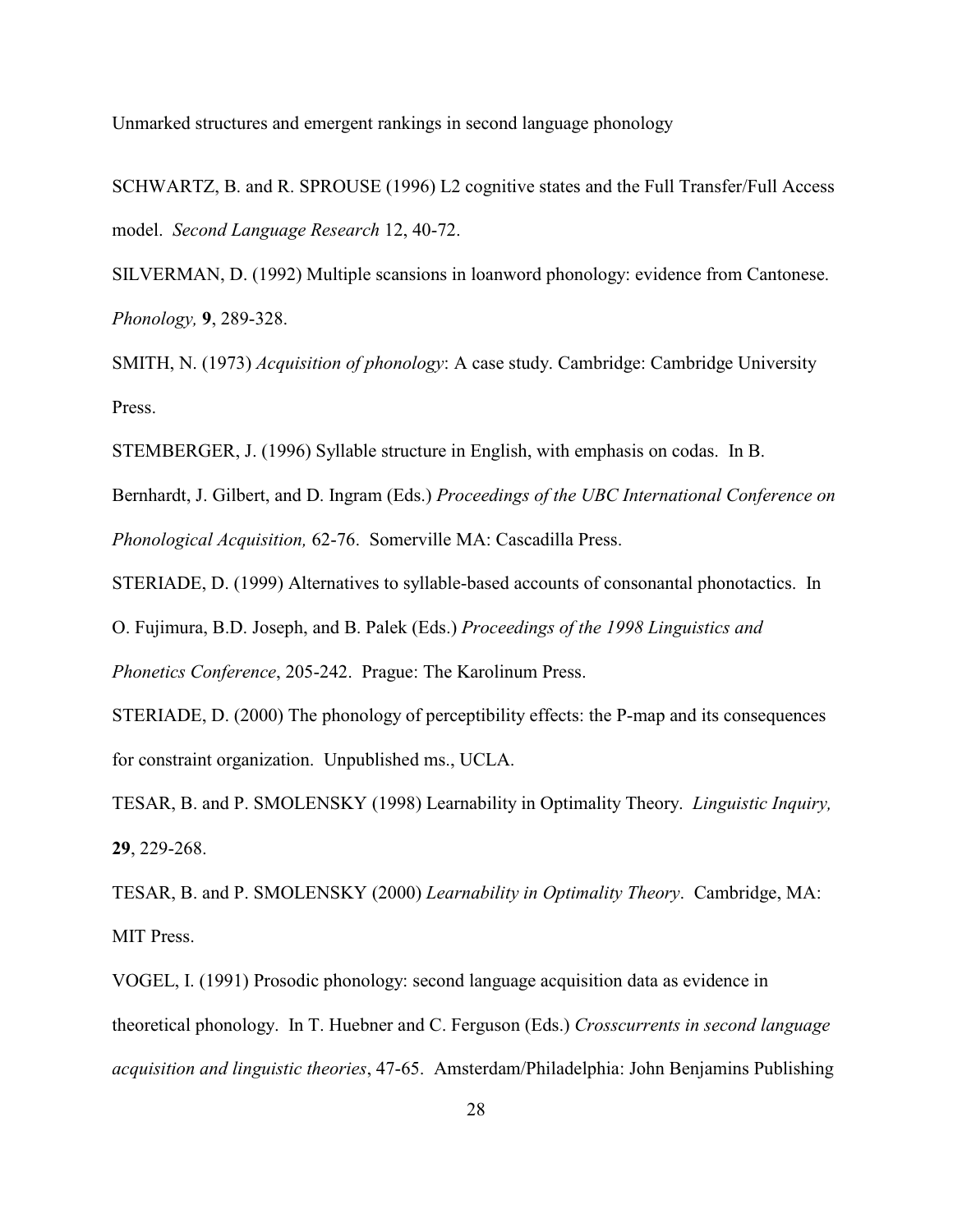SCHWARTZ, B. and R. SPROUSE (1996) L2 cognitive states and the Full Transfer/Full Access model. *Second Language Research* 12, 40-72.

SILVERMAN, D. (1992) Multiple scansions in loanword phonology: evidence from Cantonese. *Phonology,* **9**, 289-328.

SMITH, N. (1973) *Acquisition of phonology*: A case study. Cambridge: Cambridge University Press.

STEMBERGER, J. (1996) Syllable structure in English, with emphasis on codas. In B. Bernhardt, J. Gilbert, and D. Ingram (Eds.) *Proceedings of the UBC International Conference on Phonological Acquisition,* 62-76. Somerville MA: Cascadilla Press.

STERIADE, D. (1999) Alternatives to syllable-based accounts of consonantal phonotactics. In O. Fujimura, B.D. Joseph, and B. Palek (Eds.) *Proceedings of the 1998 Linguistics and Phonetics Conference*, 205-242. Prague: The Karolinum Press.

STERIADE, D. (2000) The phonology of perceptibility effects: the P-map and its consequences for constraint organization. Unpublished ms., UCLA.

TESAR, B. and P. SMOLENSKY (1998) Learnability in Optimality Theory. *Linguistic Inquiry,* **29**, 229-268.

TESAR, B. and P. SMOLENSKY (2000) *Learnability in Optimality Theory*. Cambridge, MA: MIT Press.

VOGEL, I. (1991) Prosodic phonology: second language acquisition data as evidence in theoretical phonology. In T. Huebner and C. Ferguson (Eds.) *Crosscurrents in second language acquisition and linguistic theories*, 47-65. Amsterdam/Philadelphia: John Benjamins Publishing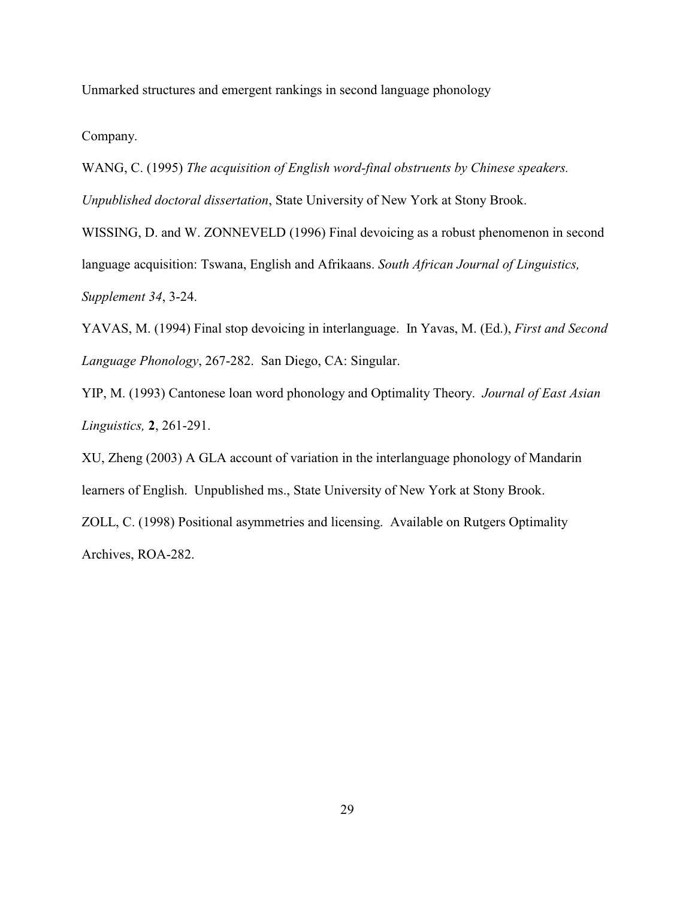Company.

WANG, C. (1995) *The acquisition of English word-final obstruents by Chinese speakers. Unpublished doctoral dissertation*, State University of New York at Stony Brook.

WISSING, D. and W. ZONNEVELD (1996) Final devoicing as a robust phenomenon in second language acquisition: Tswana, English and Afrikaans. *South African Journal of Linguistics, Supplement 34*, 3-24.

YAVAS, M. (1994) Final stop devoicing in interlanguage. In Yavas, M. (Ed.), *First and Second Language Phonology*, 267-282. San Diego, CA: Singular.

YIP, M. (1993) Cantonese loan word phonology and Optimality Theory. *Journal of East Asian Linguistics,* **2**, 261-291.

XU, Zheng (2003) A GLA account of variation in the interlanguage phonology of Mandarin learners of English. Unpublished ms., State University of New York at Stony Brook.

ZOLL, C. (1998) Positional asymmetries and licensing. Available on Rutgers Optimality Archives, ROA-282.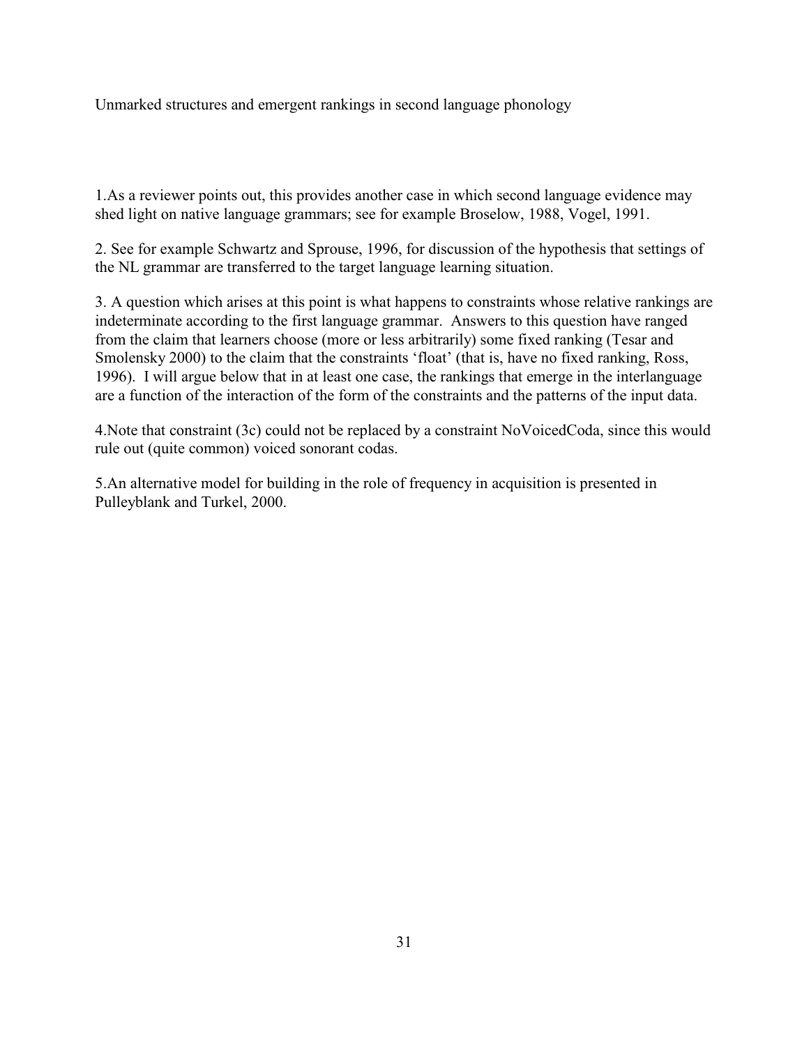Unmarked structures and emergent rankings in second language phonology

1.As a reviewer points out, this provides another case in which second language evidence may shed light on native language grammars; see for example Broselow, 1988, Vogel, 1991.

2. See for example Schwartz and Sprouse, 1996, for discussion of the hypothesis that settings of the NL grammar are transferred to the target language learning situation.

3. A question which arises at this point is what happens to constraints whose relative rankings are indeterminate according to the first language grammar. Answers to this question have ranged from the claim that learners choose (more or less arbitrarily) some fixed ranking (Tesar and Smolensky 2000) to the claim that the constraints 'float' (that is, have no fixed ranking, Ross, 1996). I will argue below that in at least one case, the rankings that emerge in the interlanguage are a function of the interaction of the form of the constraints and the patterns of the input data.

4.Note that constraint (3c) could not be replaced by a constraint NoVoicedCoda, since this would rule out (quite common) voiced sonorant codas.

5.An alternative model for building in the role of frequency in acquisition is presented in Pulleyblank and Turkel, 2000.